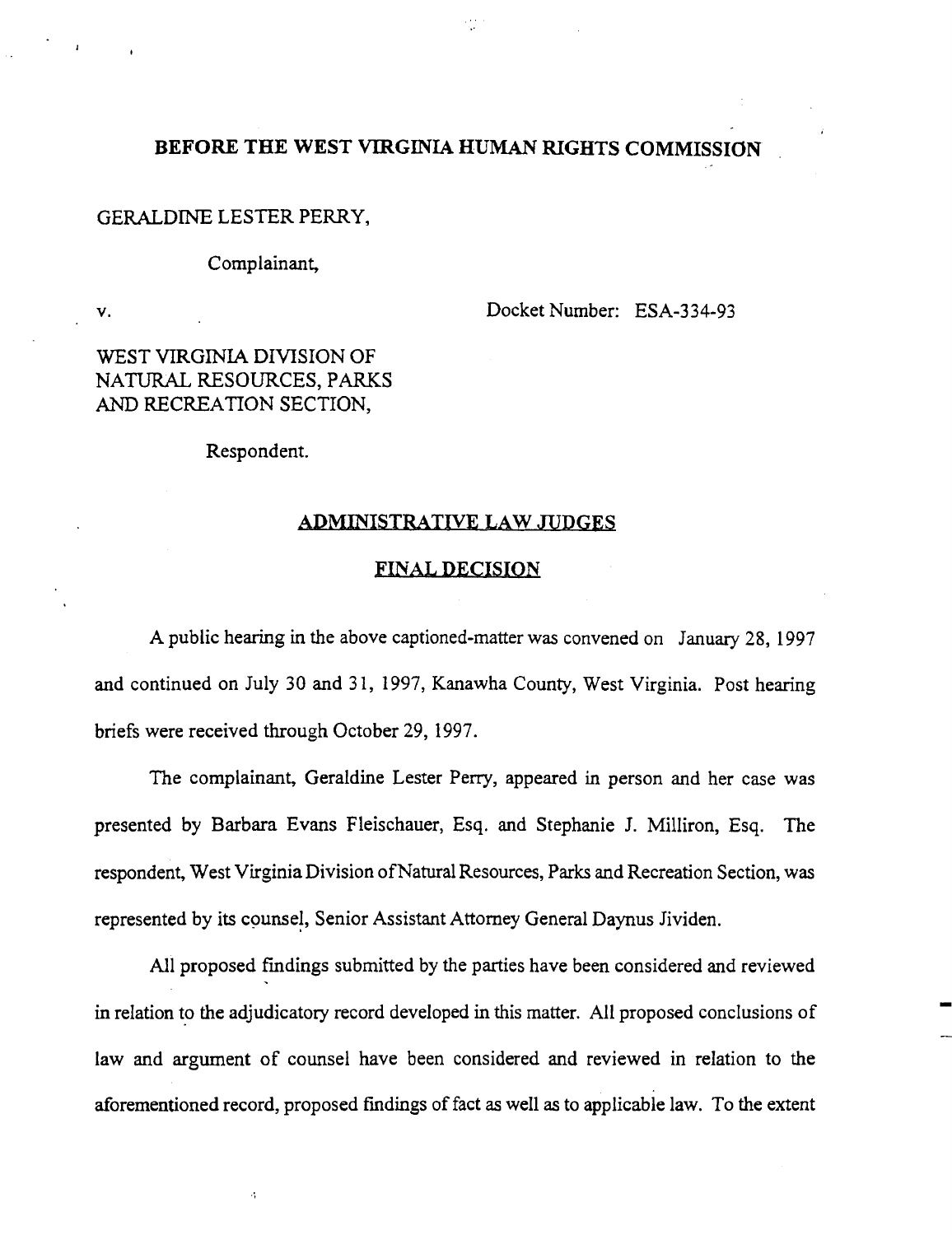# BEFORE THE WEST VIRGINIA HUMAN RIGHTS COMMISSION

GERALDINE LESTER PERRY,

Complainant,

v. Docket Number: ESA-334-93

WEST VIRGINIA DIVISION OF NATURAL RESOURCES, PARKS AND RECREATION SECTION,

Respondent.

## ADMINISTRATIVE LAW JUDGES

## FINAL DECISION

A public hearing in the above captioned-matter was convened on January 28, 1997 and continued on July 30 and 31, 1997, Kanawha County, West Virginia. Post hearing briefs were received through October 29, 1997.

The complainant, Geraldine Lester Perry, appeared in person and her case was presented by Barbara Evans Fleischauer, Esq. and Stephanie J. Milliron, Esq. The respondent, West Virginia Division of Natural Resources, Parks and Recreation Section, was represented by its counsel, Senior Assistant Attorney General Daynus Jividen.

All proposed findings submitted by the parties have been considered and reviewed in relation to the adjudicatory record developed in this matter. All proposed conclusions of law and argument of counsel have been considered and reviewed in relation to the aforementioned record, proposed findings of fact as well as to applicable law. To the extent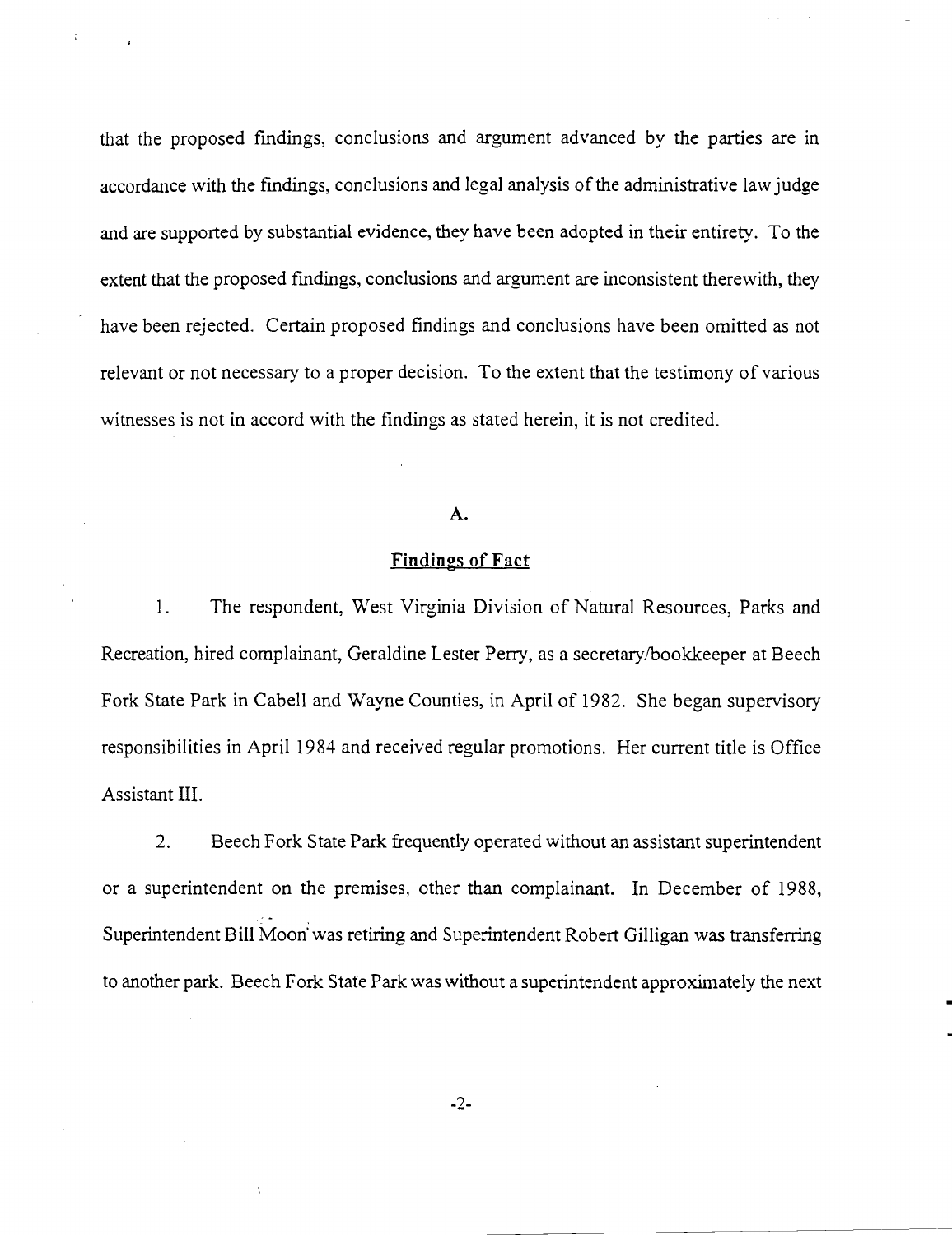that the proposed findings, conclusions and argument advanced by the parties are in accordance with the findings, conclusions and legal analysis of the administrative law judge and are supported by substantial evidence, they have been adopted in their entirety. To the extent that the proposed findings, conclusions and argument are inconsistent therewith, they have been rejected. Certain proposed findings and conclusions have been omitted as not relevant or not necessary to a proper decision. To the extent that the testimony of various witnesses is not in accord with the findings as stated herein, it is not credited.

**A.**

**Findings of Fact**

1. The respondent, West Virginia Division of Natural Resources, Parks and Recreation, hired complainant, Geraldine Lester Perry, as a secretary/bookkeeper at Beech Fork State Park in Cabell and Wayne Counties, in April of 1982. She began supervisory responsibilities in April 1984 and received regular promotions. Her current title is Office Assistant III.

2. Beech Fork State Park frequently operated without an assistant superintendent or a superintendent on the premises, other than complainant. In December of 1988, Superintendent Bill Moon was retiring and Superintendent Robert Gilligan was transferring to another park. Beech Fork State Park was without a superintendent approximately the next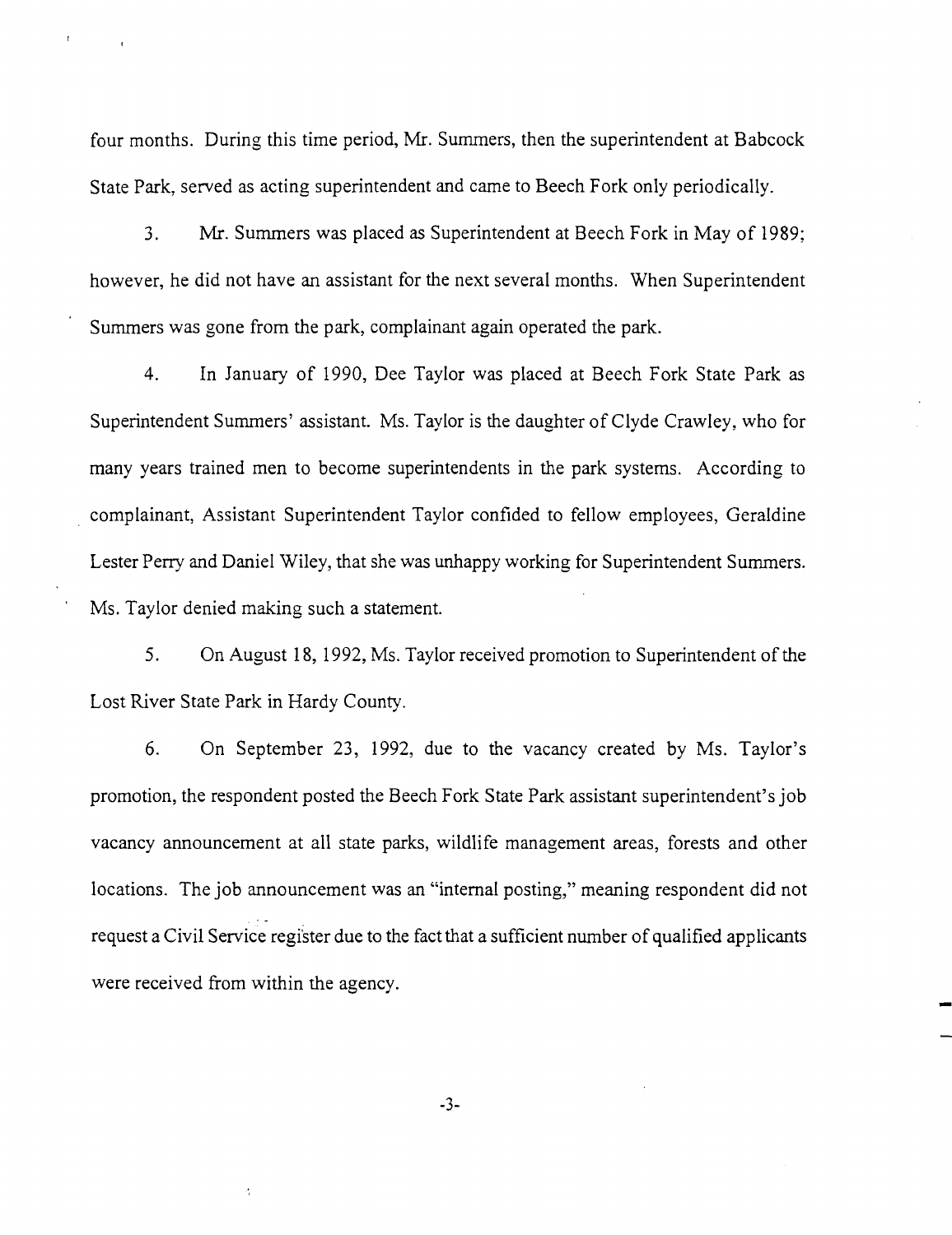four months. During this time period, Mr. Summers, then the superintendent at Babcock State Park, served as acting superintendent and came to Beech Fork only periodically.

3. Mr. Summers was placed as Superintendent at Beech Fork in May of 1989; however, he did not have an assistant for the next several months. When Superintendent Summers was gone from the park, complainant again operated the park.

4. In January of 1990, Dee Taylor was placed at Beech Fork State Park as Superintendent Summers' assistant. Ms. Taylor is the daughter of Clyde Crawley, who for many years trained men to become superintendents in the park systems. According to complainant, Assistant Superintendent Taylor confided to fellow employees, Geraldine Lester Perry and Daniel Wiley, that she was unhappy working for Superintendent Summers. Ms. Taylor denied making such a statement.

5. On August 18, 1992, Ms. Taylor received promotion to Superintendent of the Lost River State Park in Hardy County.

6. On September 23, 1992, due to the vacancy created by Ms. Taylor's promotion, the respondent posted the Beech Fork State Park assistant superintendent's job vacancy announcement at all state parks, wildlife management areas, forests and other locations. The job announcement was an "internal posting," meaning respondent did not request a Civil Service register due to the fact that a sufficient number of qualified applicants were received from within the agency.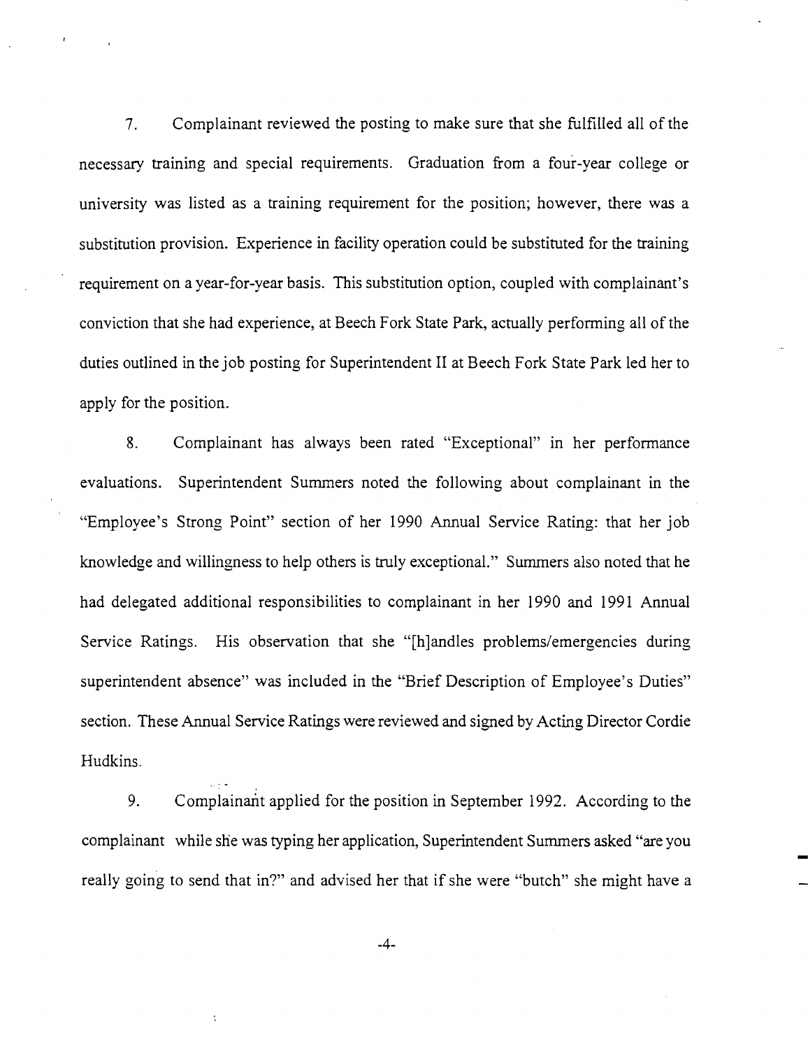7. Complainant reviewed the posting to make sure that she fulfilled all of the necessary training and special requirements. Graduation from a four-year college or university was listed as a training requirement for the position; however, there was a substitution provision. Experience in facility operation could be substituted for the training requirement on a year-for-year basis. This substitution option, coupled with complainant's conviction that she had experience, at Beech Fork State Park, actually performing all of the duties outlined in the job posting for Superintendent II at Beech Fork State Park led her to apply for the position.

8. Complainant has always been rated "Exceptional" in her performance evaluations. Superintendent Summers noted the following about complainant in the "Employee's Strong Point" section of her 1990 Annual Service Rating: that her job knowledge and willingness to help others is truly exceptional." Summers also noted that he had delegated additional responsibilities to complainant in her 1990 and 1991 Annual Service Ratings. His observation that she "[h]andles problems/emergencies during superintendent absence" was included in the "Brief Description of Employee's Duties" section. These Annual Service Ratings were reviewed and signed by Acting Director Cordie Hudkins.

9. Complainant applied for the position in September 1992. According to the complainant while she was typing her application, Superintendent Summers asked "are you really going to send that in?" and advised her that if she were "butch" she might have a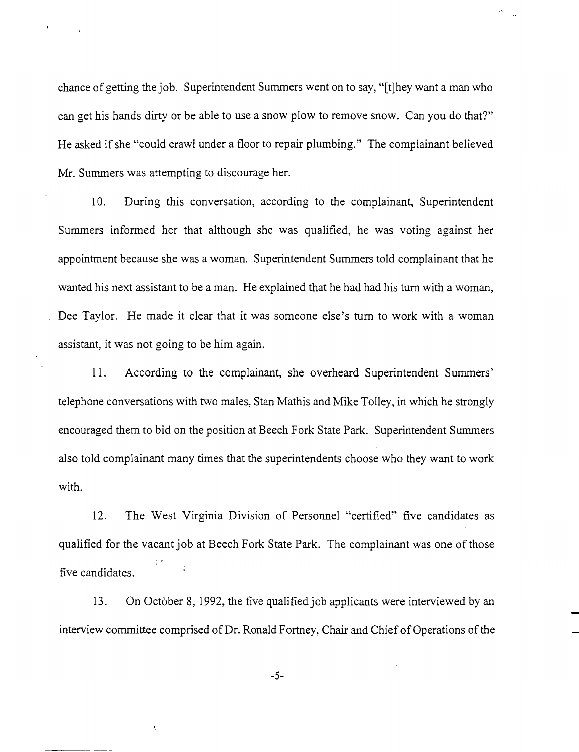chance of getting the job. Superintendent Summers went on to say, "[t]hey want a man who can get his hands dirty or be able to use a snow plow to remove snow. Can you do that?" He asked if she "could crawl under a floor to repair plumbing." The complainant believed Mr. Summers was attempting to discourage her.

10. During this conversation, according to the complainant, Superintendent Summers informed her that although she was qualified, he was voting against her appointment because she was a woman. Superintendent Summers told complainant that he wanted his next assistant to be a man. He explained that he had had his turn with a woman, Dee Taylor. He made it clear that it was someone else's turn to work with a woman assistant, it was not going to be him again.

11. According to the complainant, she overheard Superintendent Summers' telephone conversations with two males, Stan Mathis and Mike Tolley, in which he strongly encouraged them to bid on the position at Beech Fork State Park. Superintendent Summers also told complainant many times that the superintendents choose who they want to work with.

12. The West Virginia Division of Personnel "certified" five candidates as qualified for the vacant job at Beech Fork State Park. The complainant was one of those five candidates.

13. On October 8, 1992, the five qualified job applicants were interviewed by an interview committee comprised of Dr. Ronald Fortney, Chair and Chief of Operations of the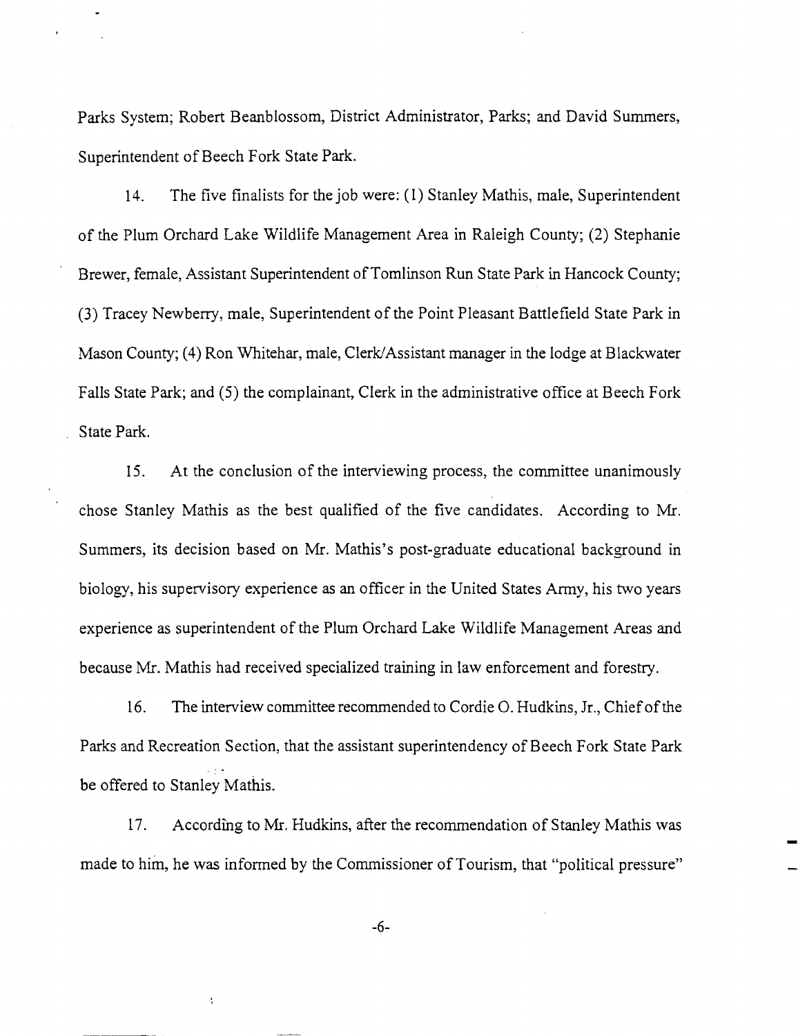Parks System; Robert Beanblossom, District Administrator, Parks; and David Summers, Superintendent of Beech Fork State Park.

14. The five finalists for the job were: (1) Stanley Mathis, male, Superintendent of the Plum Orchard Lake Wildlife Management Area in Raleigh County; (2) Stephanie Brewer, female, Assistant Superintendent of Tomlinson Run State Park in Hancock County; (3) Tracey Newberry, male, Superintendent of the Point Pleasant Battlefield State Park in Mason County; (4) Ron Whitehar, male, Clerk/Assistant manager in the lodge at Blackwater Falls State Park; and (5) the complainant, Clerk in the administrative office at Beech Fork State Park.

15. At the conclusion of the interviewing process, the committee unanimously chose Stanley Mathis as the best qualified of the five candidates. According to Mr. Summers, its decision based on Mr. Mathis's post-graduate educational background in biology, his supervisory experience as an officer in the United States Army, his two years experience as superintendent of the Plum Orchard Lake Wildlife Management Areas and because Mr. Mathis had received specialized training in law enforcement and forestry.

16. The interview committee recommended to Cordie O. Hudkins, Jr., Chief of the Parks and Recreation Section, that the assistant superintendency of Beech Fork State Park be offered to Stanley Mathis.

17. According to Mr. Hudkins, after the recommendation of Stanley Mathis was made to him, he was informed by the Commissioner of Tourism, that "political pressure"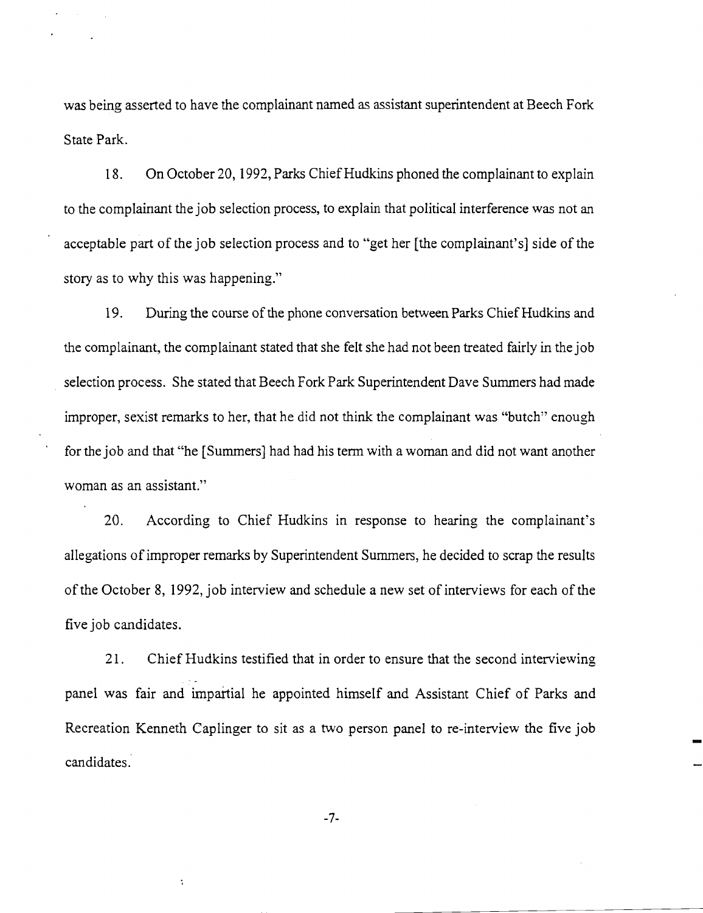was being asserted to have the complainant named as assistant superintendent at Beech Fork State Park.

18. On October 20, 1992, Parks Chief Hudkins phoned the complainant to explain to the complainant the job selection process, to explain that political interference was not an acceptable part of the job selection process and to "get her [the complainant's] side of the story as to why this was happening."

19. During the course of the phone conversation between Parks Chief Hudkins and the complainant, the complainant stated that she felt she had not been treated fairly in the job selection process. She stated that Beech Fork Park Superintendent Dave Summers had made improper, sexist remarks to her, that he did not think the complainant was "butch" enough for the job and that "he [Summers] had had his term with a woman and did not want another woman as an assistant."

20. According to Chief Hudkins in response to hearing the complainant's allegations of improper remarks by Superintendent Summers, he decided to scrap the results of the October 8, 1992, job interview and schedule a new set of interviews for each of the five job candidates.

21. Chief Hudkins testified that in order to ensure that the second interviewing panel was fair and impartial he appointed himself and Assistant Chief of Parks and Recreation Kenneth Caplinger to sit as a two person panel to re-interview the five job candidates.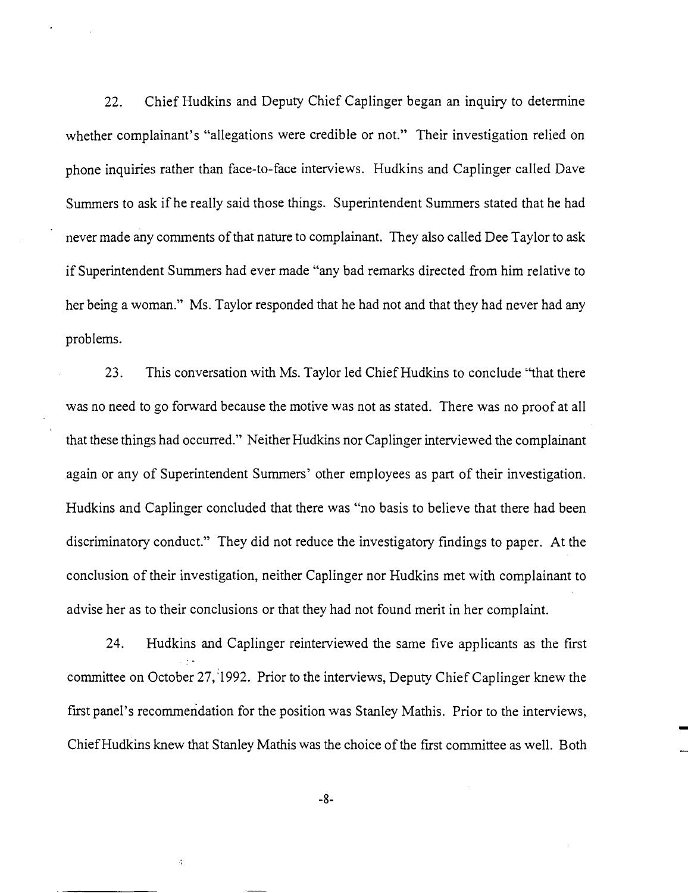22. Chief Hudkins and Deputy Chief Caplinger began an inquiry to determine whether complainant's "allegations were credible or not." Their investigation relied on phone inquiries rather than face-to-face interviews. Hudkins and Caplinger called Dave Summers to ask if he really said those things. Superintendent Summers stated that he had never made any comments of that nature to complainant. They also called Dee Taylor to ask if Superintendent Summers had ever made "any bad remarks directed from him relative to her being a woman." Ms. Taylor responded that he had not and that they had never had any problems.

23. This conversation with Ms. Taylor led Chief Hudkins to conclude "that there was no need to go forward because the motive was not as stated. There was no proof at all that these things had occurred." Neither Hudkins nor Caplinger interviewed the complainant again or any of Superintendent Summers' other employees as part of their investigation. Hudkins and Caplinger concluded that there was "no basis to believe that there had been discriminatory conduct." They did not reduce the investigatory findings to paper. At the conclusion of their investigation, neither Caplinger nor Hudkins met with complainant to advise her as to their conclusions or that they had not found merit in her complaint.

24. Hudkins and Caplinger reinterviewed the same five applicants as the first committee on October 27, 1992. Prior to the interviews, Deputy Chief Caplinger knew the first panel's recommendation for the position was Stanley Mathis. Prior to the interviews, Chief Hudkins knew that Stanley Mathis was the choice of the first committee as well. Both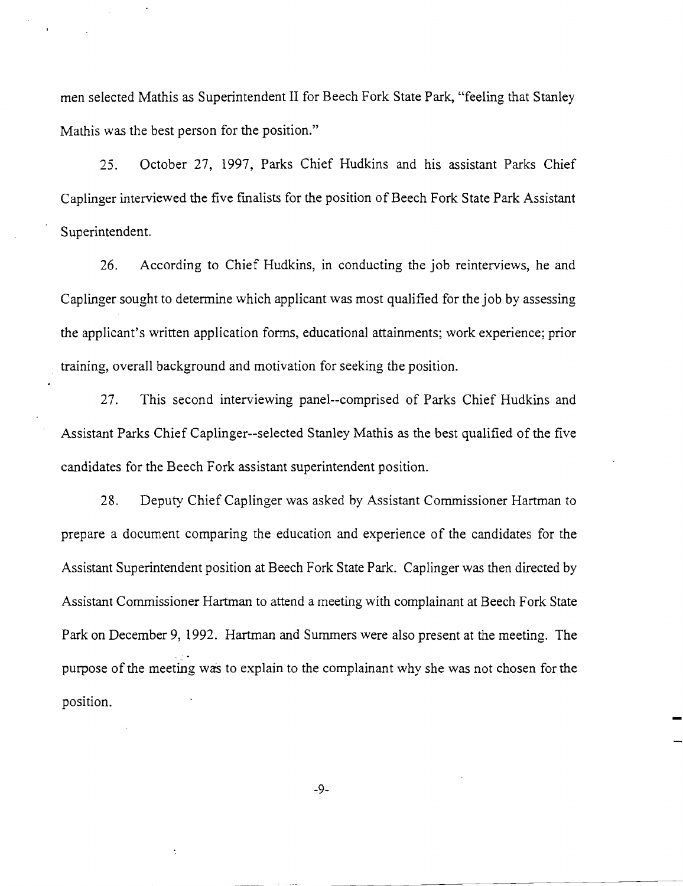men selected Mathis as Superintendent II for Beech Fork State Park, "feeling that Stanley Mathis was the best person for the position."

25. October 27, 1997, Parks Chief Hudkins and his assistant Parks Chief Caplinger interviewed the five finalists for the position of Beech Fork State Park Assistant Superintendent.

26. According to Chief Hudkins, in conducting the job reinterviews, he and Caplinger sought to determine which applicant was most qualified for the job by assessing the applicant's written application forms, educational attainments; work experience; prior training, overall background and motivation for seeking the position.

27. This second interviewing panel--comprised of Parks Chief Hudkins and Assistant Parks Chief Caplinger--selected Stanley Mathis as the best qualified of the five candidates for the Beech Fork assistant superintendent position.

28. Deputy Chief Caplinger was asked by Assistant Commissioner Hartman to prepare a document comparing the education and experience of the candidates for the Assistant Superintendent position at Beech Fork State Park. Caplinger was then directed by Assistant Commissioner Hartman to attend a meeting with complainant at Beech Fork State Park on December 9, 1992. Hartman and Summers were also present at the meeting. The purpose of the meeting was to explain to the complainant why she was not chosen for the position.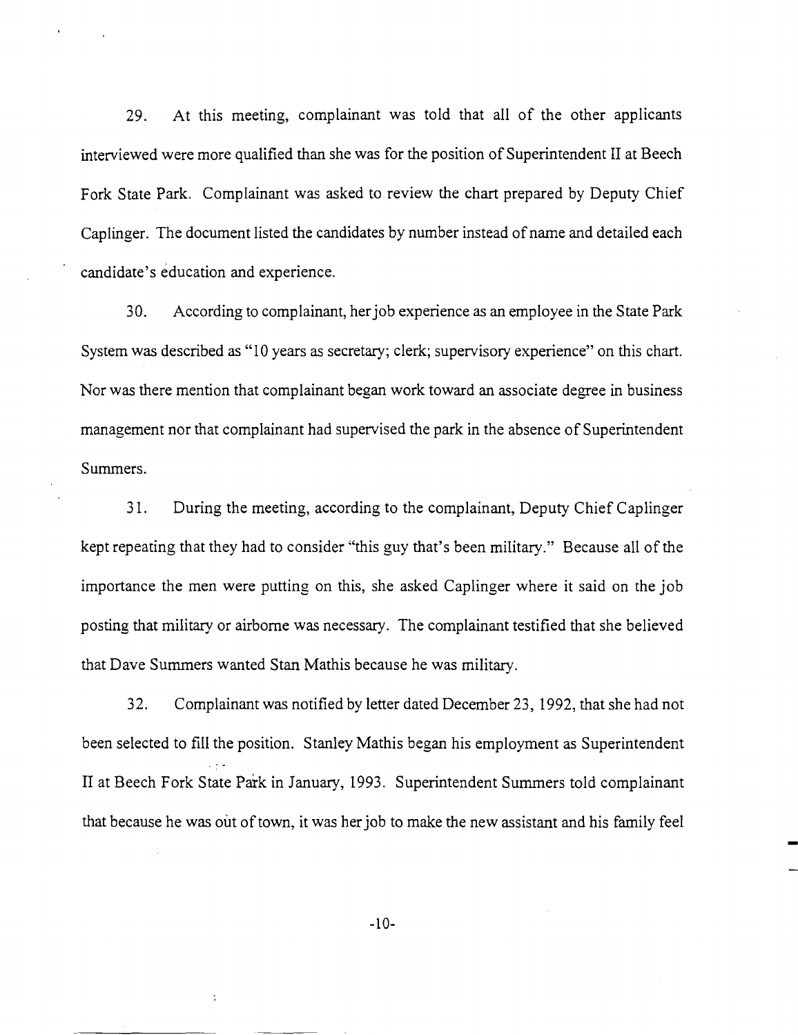29. At this meeting, complainant was told that all of the other applicants interviewed were more qualified than she was for the position of Superintendent II at Beech Fork State Park. Complainant was asked to review the chart prepared by Deputy Chief Caplinger. The document listed the candidates by number instead of name and detailed each candidate's education and experience.

30. According to complainant, her job experience as an employee in the State Park System was described as "10 years as secretary; clerk; supervisory experience" on this chart. Nor was there mention that complainant began work toward an associate degree in business management nor that complainant had supervised the park in the absence of Superintendent Summers.

31. During the meeting, according to the complainant, Deputy Chief Caplinger kept repeating that they had to consider "this guy that's been military." Because all of the importance the men were putting on this, she asked Caplinger where it said on the job posting that military or airborne was necessary. The complainant testified that she believed that Dave Summers wanted Stan Mathis because he was military.

32. Complainant was notified by letter dated December 23, 1992, that she had not been selected to fill the position. Stanley Mathis began his employment as Superintendent II at Beech Fork State Park in January, 1993. Superintendent Summers told complainant that because he was out of town, it was her job to make the new assistant and his family feel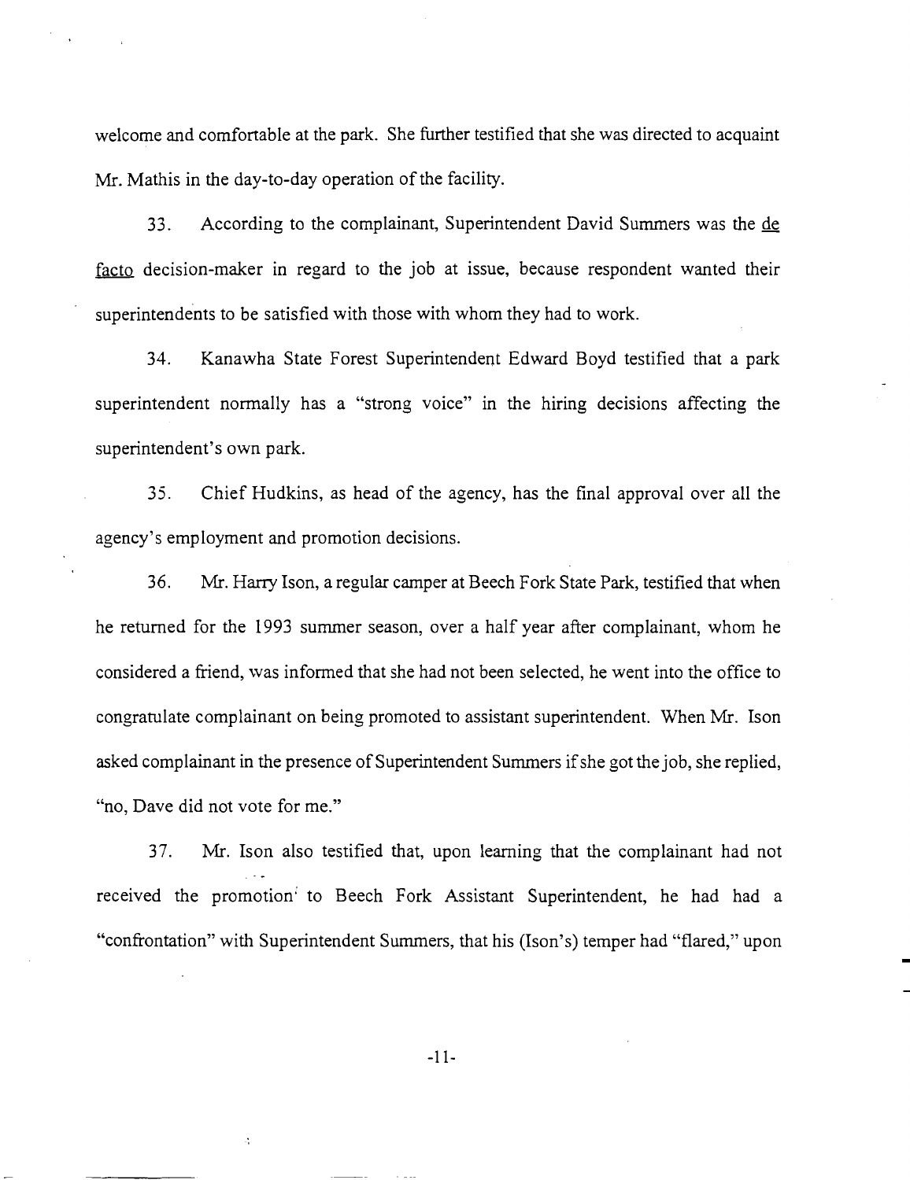welcome and comfortable at the park. She further testified that she was directed to acquaint Mr. Mathis in the day-to-day operation of the facility.

33. According to the complainant, Superintendent David Summers was the de facto decision-maker in regard to the job at issue, because respondent wanted their superintendents to be satisfied with those with whom they had to work.

34. Kanawha State Forest Superintendent Edward Boyd testified that a park superintendent normally has a "strong voice" in the hiring decisions affecting the superintendent's own park.

35. Chief Hudkins, as head of the agency, has the final approval over all the agency's employment and promotion decisions.

36. Mr. Harry Ison, a regular camper at Beech Fork State Park, testified that when he returned for the 1993 summer season, over a half year after complainant, whom he considered a friend, was informed that she had not been selected, he went into the office to congratulate complainant on being promoted to assistant superintendent. When Mr. Ison asked complainant in the presence of Superintendent Summers if she got the job, she replied, "no, Dave did not vote for me."

37. Mr. Ison also testified that, upon learning that the complainant had not received the promotion to Beech Fork Assistant Superintendent, he had had a "confrontation" with Superintendent Summers, that his (Ison's) temper had "flared," upon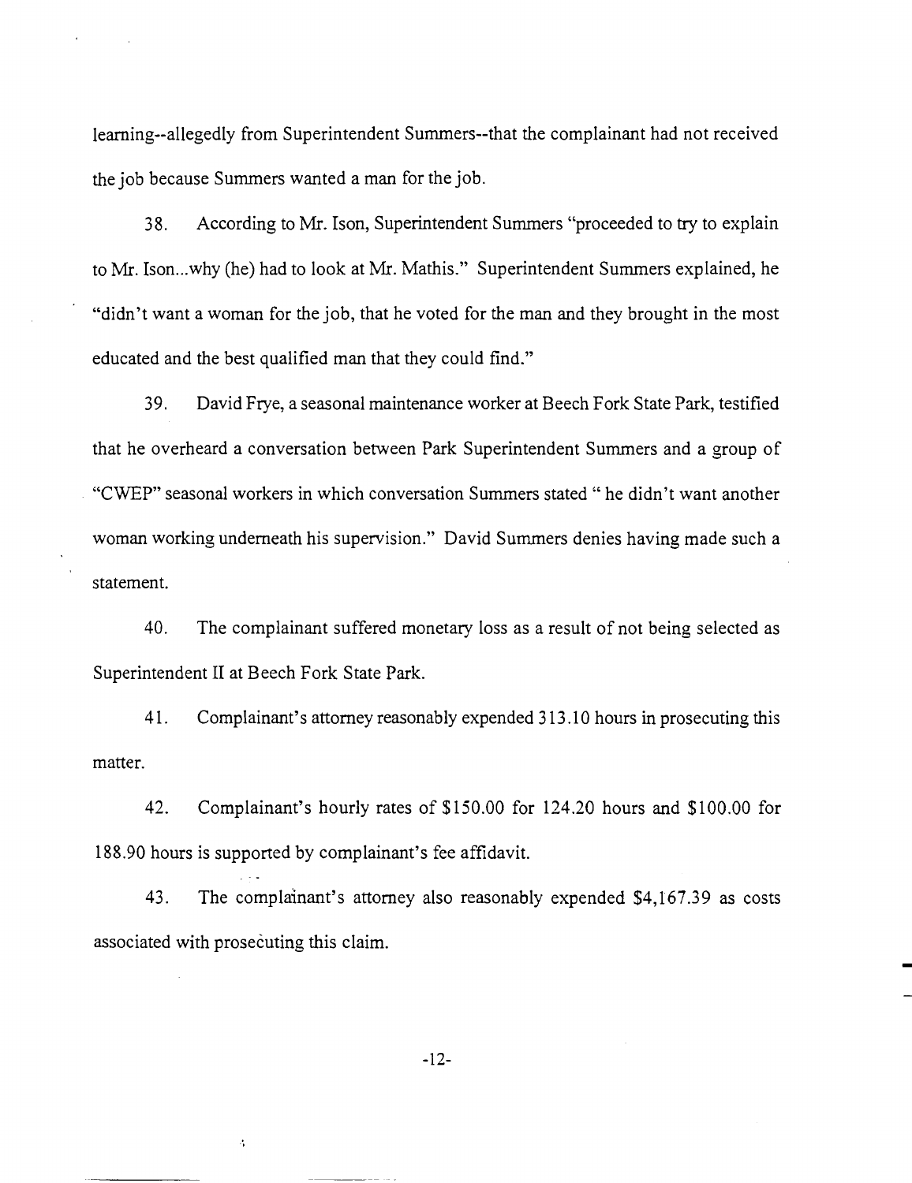learning--allegedly from Superintendent Summers--that the complainant had not received the job because Summers wanted a man for the job.

38. According to Mr. Ison, Superintendent Summers "proceeded to try to explain to Mr. Ison...why (he) had to look at Mr. Mathis." Superintendent Summers explained, he "didn't want a woman for the job, that he voted for the man and they brought in the most educated and the best qualified man that they could find."

39. David Frye, a seasonal maintenance worker at Beech Fork State Park, testified that he overheard a conversation between Park Superintendent Summers and a group of "CWEP" seasonal workers in which conversation Summers stated " he didn't want another woman working underneath his supervision." David Summers denies having made such a statement.

40. The complainant suffered monetary loss as a result of not being selected as Superintendent II at Beech Fork State Park.

41. Complainant's attorney reasonably expended 313.10 hours in prosecuting this matter.

42. Complainant's hourly rates of $150.00 for 124.20 hours and $100.00 for 188.90 hours is supported by complainant's fee affidavit.

43. The complainant's attorney also reasonably expended $4,167.39 as costs associated with prosecuting this claim.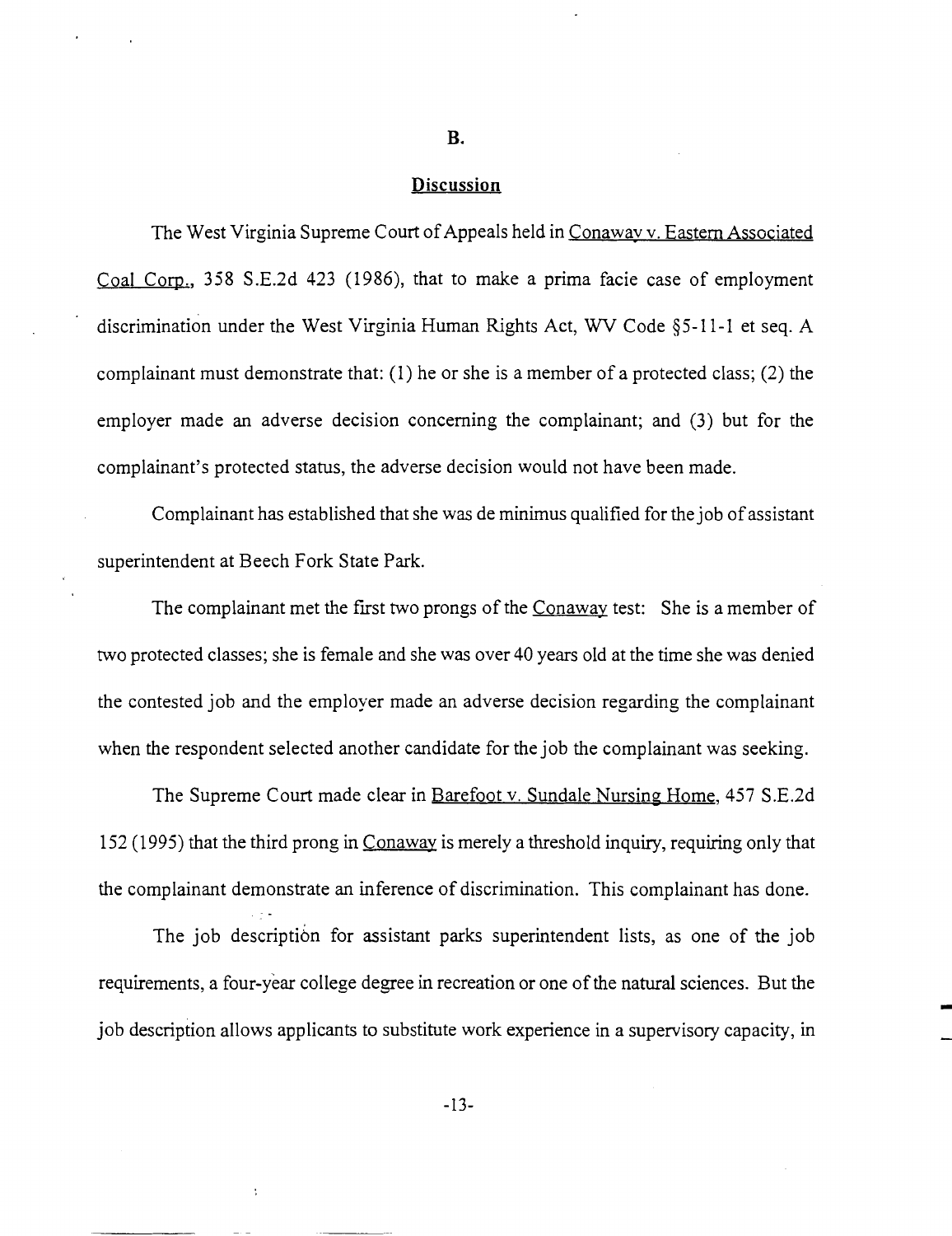## B.

## Discussion

The West Virginia Supreme Court of Appeals held in Conaway v. Eastern Associated Coal Corp., 358 S.E.2d 423 (1986), that to make a prima facie case of employment discrimination under the West Virginia Human Rights Act, WV Code §5-11-1 et seq. A complainant must demonstrate that: (1) he or she is a member of a protected class; (2) the employer made an adverse decision concerning the complainant; and (3) but for the complainant's protected status, the adverse decision would not have been made.

Complainant has established that she was de minimus qualified for the job of assistant superintendent at Beech Fork State Park.

The complainant met the first two prongs of the Conaway test: She is a member of two protected classes; she is female and she was over 40 years old at the time she was denied the contested job and the employer made an adverse decision regarding the complainant when the respondent selected another candidate for the job the complainant was seeking.

The Supreme Court made clear in Barefoot v. Sundale Nursing Home, 457 S.E.2d 152 (1995) that the third prong in Conaway is merely a threshold inquiry, requiring only that the complainant demonstrate an inference of discrimination. This complainant has done.

The job description for assistant parks superintendent lists, as one of the job requirements, a four-year college degree in recreation or one of the natural sciences. But the job description allows applicants to substitute work experience in a supervisory capacity, in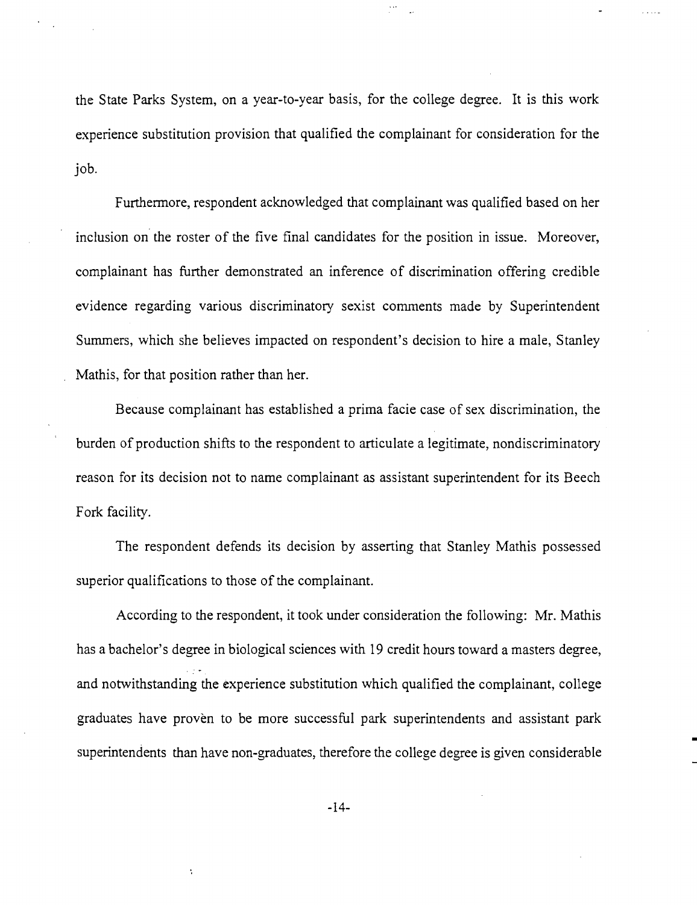the State Parks System, on a year-to-year basis, for the college degree. It is this work experience substitution provision that qualified the complainant for consideration for the job.

Furthermore, respondent acknowledged that complainant was qualified based on her inclusion on the roster of the five final candidates for the position in issue. Moreover, complainant has further demonstrated an inference of discrimination offering credible evidence regarding various discriminatory sexist comments made by Superintendent Summers, which she believes impacted on respondent's decision to hire a male, Stanley Mathis, for that position rather than her.

Because complainant has established a prima facie case of sex discrimination, the burden of production shifts to the respondent to articulate a legitimate, nondiscriminatory reason for its decision not to name complainant as assistant superintendent for its Beech Fork facility.

The respondent defends its decision by asserting that Stanley Mathis possessed superior qualifications to those of the complainant.

According to the respondent, it took under consideration the following: Mr. Mathis has a bachelor's degree in biological sciences with 19 credit hours toward a masters degree, and notwithstanding the experience substitution which qualified the complainant, college graduates have proven to be more successful park superintendents and assistant park superintendents than have non-graduates, therefore the college degree is given considerable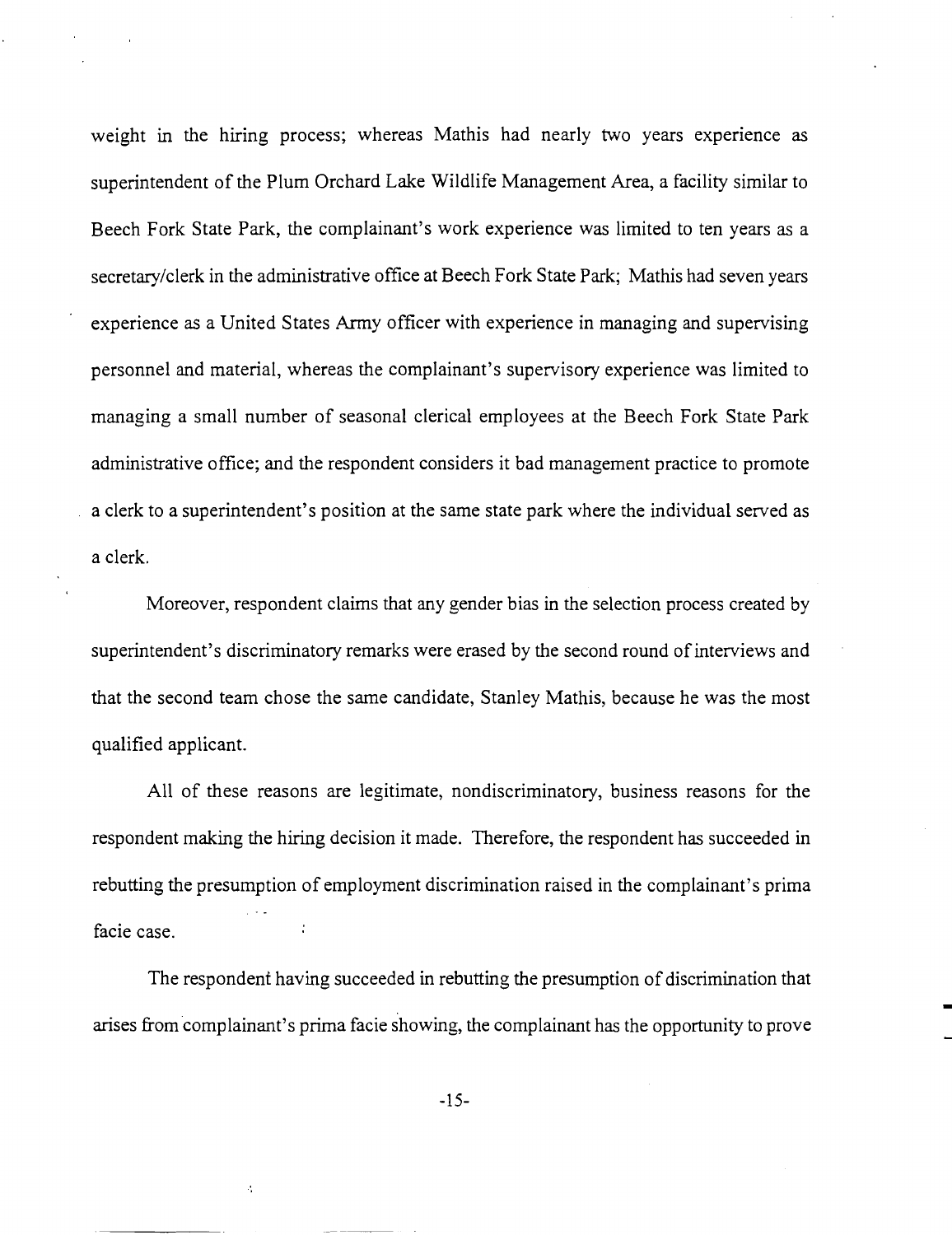weight in the hiring process; whereas Mathis had nearly two years experience as superintendent of the Plum Orchard Lake Wildlife Management Area, a facility similar to Beech Fork State Park, the complainant's work experience was limited to ten years as a secretary/clerk in the administrative office at Beech Fork State Park; Mathis had seven years experience as a United States Army officer with experience in managing and supervising personnel and material, whereas the complainant's supervisory experience was limited to managing a small number of seasonal clerical employees at the Beech Fork State Park administrative office; and the respondent considers it bad management practice to promote a clerk to a superintendent's position at the same state park where the individual served as a clerk.

Moreover, respondent claims that any gender bias in the selection process created by superintendent's discriminatory remarks were erased by the second round of interviews and that the second team chose the same candidate, Stanley Mathis, because he was the most qualified applicant.

All of these reasons are legitimate, nondiscriminatory, business reasons for the respondent making the hiring decision it made. Therefore, the respondent has succeeded in rebutting the presumption of employment discrimination raised in the complainant's prima facie case.

The respondent having succeeded in rebutting the presumption of discrimination that arises from complainant's prima facie showing, the complainant has the opportunity to prove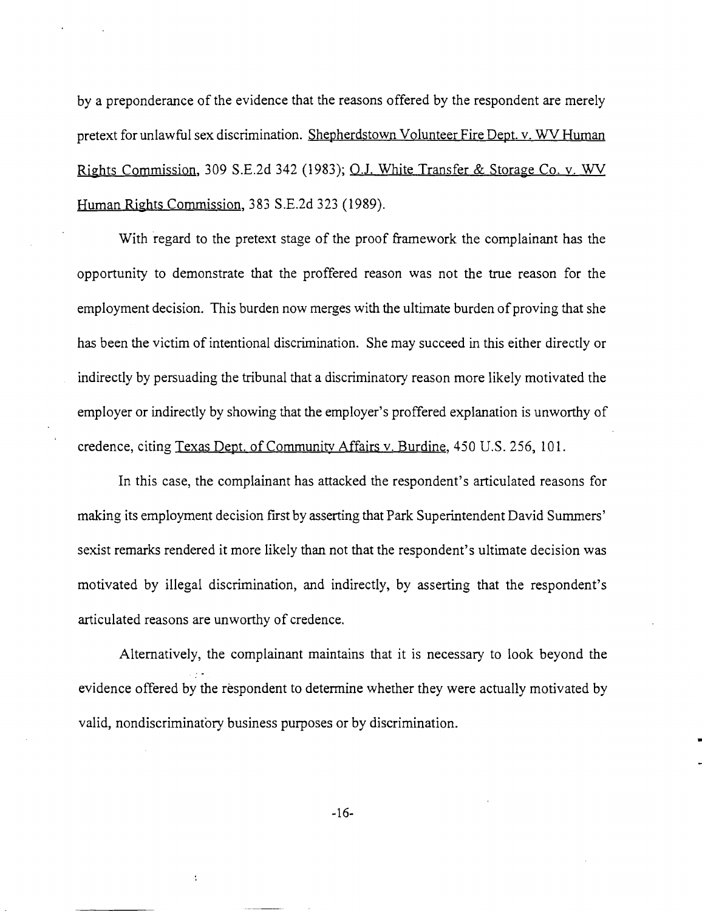by a preponderance of the evidence that the reasons offered by the respondent are merely pretext for unlawful sex discrimination. Shepherdstown Volunteer Fire Dept. v. WV Human Rights Commission, 309 S.E.2d 342 (1983); O.J. White Transfer & Storage Co. v. WV Human Rights Commission, 383 S.E.2d 323 (1989).

With regard to the pretext stage of the proof framework the complainant has the opportunity to demonstrate that the proffered reason was not the true reason for the employment decision. This burden now merges with the ultimate burden of proving that she has been the victim of intentional discrimination. She may succeed in this either directly or indirectly by persuading the tribunal that a discriminatory reason more likely motivated the employer or indirectly by showing that the employer's proffered explanation is unworthy of credence, citing Texas Dept. of Community Affairs v. Burdine, 450 U.S. 256, 101.

In this case, the complainant has attacked the respondent's articulated reasons for making its employment decision first by asserting that Park Superintendent David Summers' sexist remarks rendered it more likely than not that the respondent's ultimate decision was motivated by illegal discrimination, and indirectly, by asserting that the respondent's articulated reasons are unworthy of credence.

Alternatively, the complainant maintains that it is necessary to look beyond the evidence offered by the respondent to determine whether they were actually motivated by valid, nondiscriminatory business purposes or by discrimination.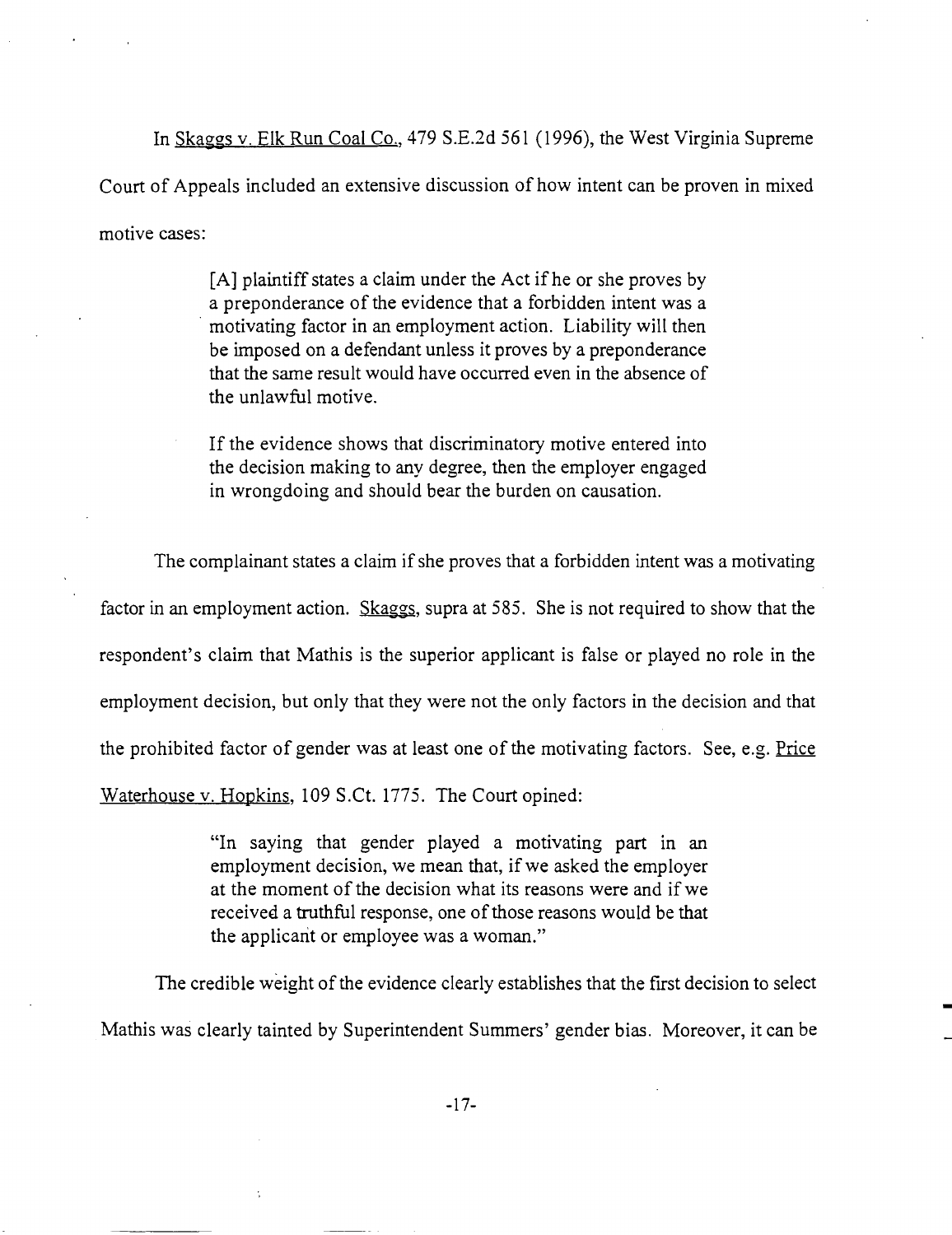In Skaggs v. Elk Run Coal Co., 479 S.E.2d 561 (1996), the West Virginia Supreme Court of Appeals included an extensive discussion of how intent can be proven in mixed motive cases:

> [A] plaintiff states a claim under the Act if he or she proves by a preponderance of the evidence that a forbidden intent was a motivating factor in an employment action. Liability will then be imposed on a defendant unless it proves by a preponderance that the same result would have occurred even in the absence of the unlawful motive.
>
> If the evidence shows that discriminatory motive entered into the decision making to any degree, then the employer engaged in wrongdoing and should bear the burden on causation.

The complainant states a claim if she proves that a forbidden intent was a motivating factor in an employment action. Skaggs, supra at 585. She is not required to show that the respondent's claim that Mathis is the superior applicant is false or played no role in the employment decision, but only that they were not the only factors in the decision and that the prohibited factor of gender was at least one of the motivating factors. See, e.g. Price Waterhouse v. Hopkins, 109 S.Ct. 1775. The Court opined:

> "In saying that gender played a motivating part in an employment decision, we mean that, if we asked the employer at the moment of the decision what its reasons were and if we received a truthful response, one of those reasons would be that the applicant or employee was a woman."

The credible weight of the evidence clearly establishes that the first decision to select Mathis was clearly tainted by Superintendent Summers' gender bias. Moreover, it can be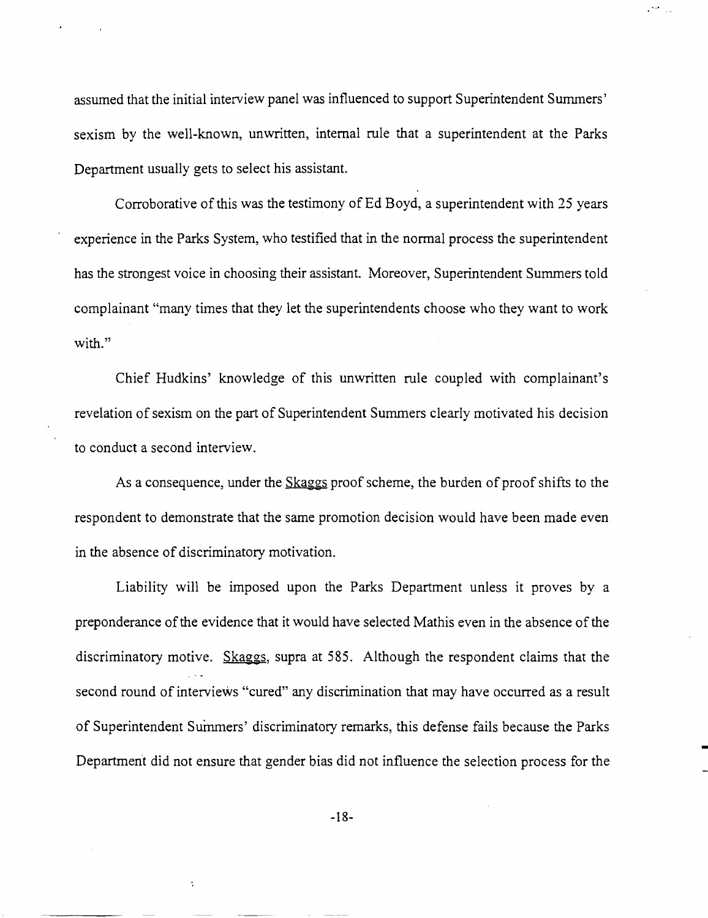assumed that the initial interview panel was influenced to support Superintendent Summers' sexism by the well-known, unwritten, internal rule that a superintendent at the Parks Department usually gets to select his assistant.

Corroborative of this was the testimony of Ed Boyd, a superintendent with 25 years experience in the Parks System, who testified that in the normal process the superintendent has the strongest voice in choosing their assistant. Moreover, Superintendent Summers told complainant "many times that they let the superintendents choose who they want to work with."

Chief Hudkins' knowledge of this unwritten rule coupled with complainant's revelation of sexism on the part of Superintendent Summers clearly motivated his decision to conduct a second interview.

As a consequence, under the Skaggs proof scheme, the burden of proof shifts to the respondent to demonstrate that the same promotion decision would have been made even in the absence of discriminatory motivation.

Liability will be imposed upon the Parks Department unless it proves by a preponderance of the evidence that it would have selected Mathis even in the absence of the discriminatory motive. Skaggs, supra at 585. Although the respondent claims that the second round of interviews "cured" any discrimination that may have occurred as a result of Superintendent Summers' discriminatory remarks, this defense fails because the Parks Department did not ensure that gender bias did not influence the selection process for the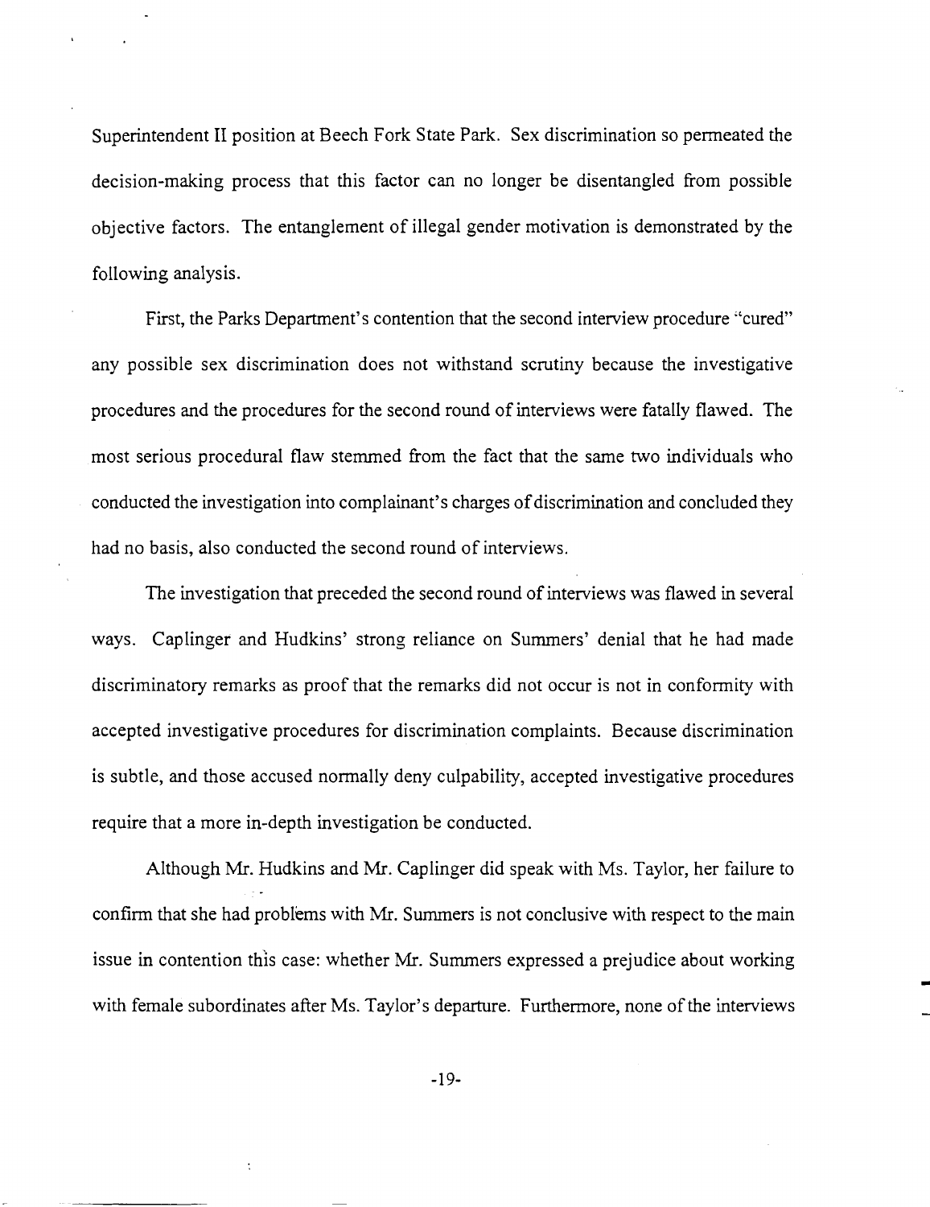Superintendent II position at Beech Fork State Park. Sex discrimination so permeated the decision-making process that this factor can no longer be disentangled from possible objective factors. The entanglement of illegal gender motivation is demonstrated by the following analysis.

First, the Parks Department's contention that the second interview procedure "cured" any possible sex discrimination does not withstand scrutiny because the investigative procedures and the procedures for the second round of interviews were fatally flawed. The most serious procedural flaw stemmed from the fact that the same two individuals who conducted the investigation into complainant's charges of discrimination and concluded they had no basis, also conducted the second round of interviews.

The investigation that preceded the second round of interviews was flawed in several ways. Caplinger and Hudkins' strong reliance on Summers' denial that he had made discriminatory remarks as proof that the remarks did not occur is not in conformity with accepted investigative procedures for discrimination complaints. Because discrimination is subtle, and those accused normally deny culpability, accepted investigative procedures require that a more in-depth investigation be conducted.

Although Mr. Hudkins and Mr. Caplinger did speak with Ms. Taylor, her failure to confirm that she had problems with Mr. Summers is not conclusive with respect to the main issue in contention this case: whether Mr. Summers expressed a prejudice about working with female subordinates after Ms. Taylor's departure. Furthermore, none of the interviews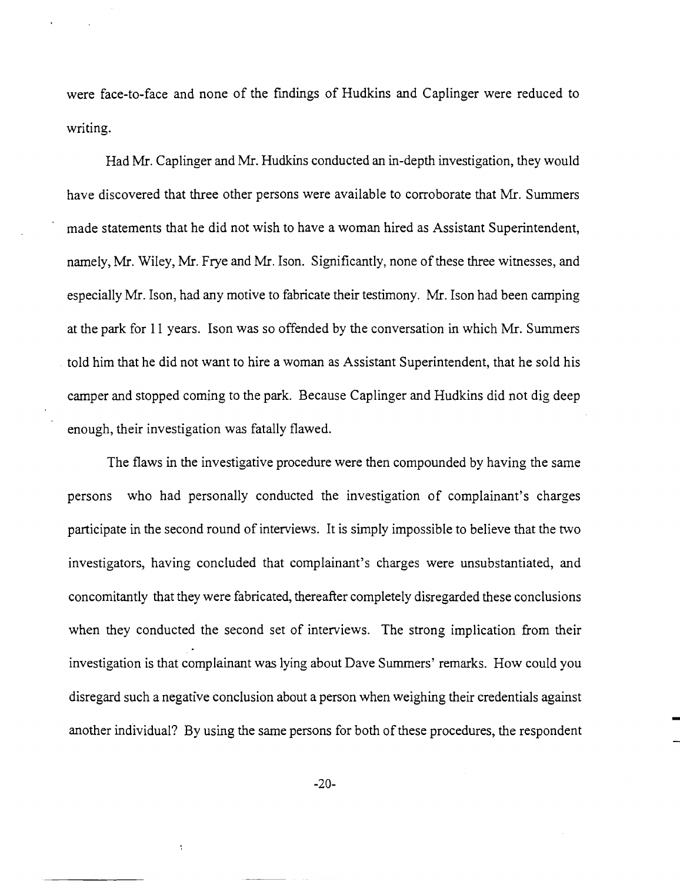were face-to-face and none of the findings of Hudkins and Caplinger were reduced to writing.

Had Mr. Caplinger and Mr. Hudkins conducted an in-depth investigation, they would have discovered that three other persons were available to corroborate that Mr. Summers made statements that he did not wish to have a woman hired as Assistant Superintendent, namely, Mr. Wiley, Mr. Frye and Mr. Ison. Significantly, none of these three witnesses, and especially Mr. Ison, had any motive to fabricate their testimony. Mr. Ison had been camping at the park for 11 years. Ison was so offended by the conversation in which Mr. Summers told him that he did not want to hire a woman as Assistant Superintendent, that he sold his camper and stopped coming to the park. Because Caplinger and Hudkins did not dig deep enough, their investigation was fatally flawed.

The flaws in the investigative procedure were then compounded by having the same persons who had personally conducted the investigation of complainant's charges participate in the second round of interviews. It is simply impossible to believe that the two investigators, having concluded that complainant's charges were unsubstantiated, and concomitantly that they were fabricated, thereafter completely disregarded these conclusions when they conducted the second set of interviews. The strong implication from their investigation is that complainant was lying about Dave Summers' remarks. How could you disregard such a negative conclusion about a person when weighing their credentials against another individual? By using the same persons for both of these procedures, the respondent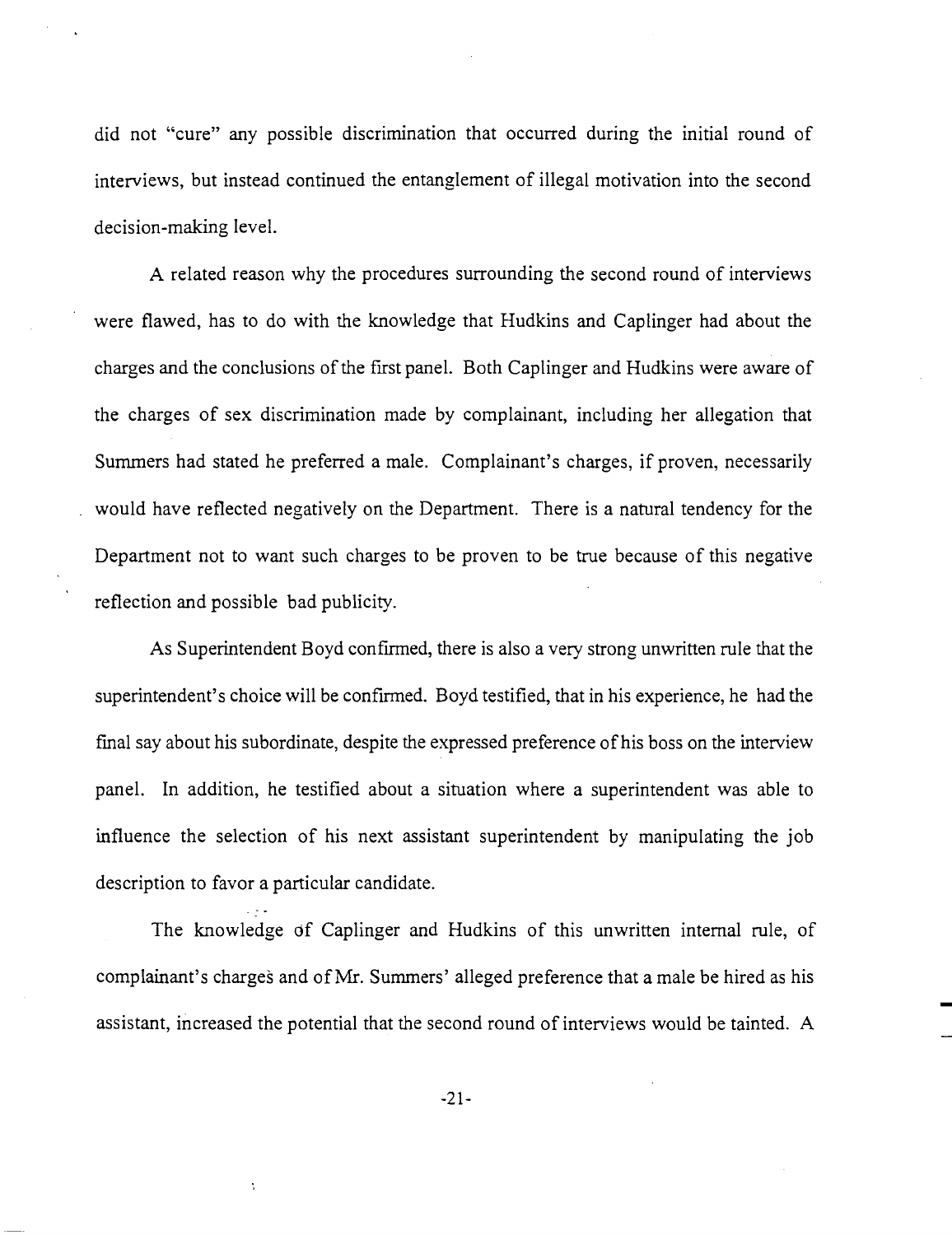did not "cure" any possible discrimination that occurred during the initial round of interviews, but instead continued the entanglement of illegal motivation into the second decision-making level.

A related reason why the procedures surrounding the second round of interviews were flawed, has to do with the knowledge that Hudkins and Caplinger had about the charges and the conclusions of the first panel. Both Caplinger and Hudkins were aware of the charges of sex discrimination made by complainant, including her allegation that Summers had stated he preferred a male. Complainant's charges, if proven, necessarily would have reflected negatively on the Department. There is a natural tendency for the Department not to want such charges to be proven to be true because of this negative reflection and possible bad publicity.

As Superintendent Boyd confirmed, there is also a very strong unwritten rule that the superintendent's choice will be confirmed. Boyd testified, that in his experience, he had the final say about his subordinate, despite the expressed preference of his boss on the interview panel. In addition, he testified about a situation where a superintendent was able to influence the selection of his next assistant superintendent by manipulating the job description to favor a particular candidate.

The knowledge of Caplinger and Hudkins of this unwritten internal rule, of complainant's charges and of Mr. Summers' alleged preference that a male be hired as his assistant, increased the potential that the second round of interviews would be tainted. A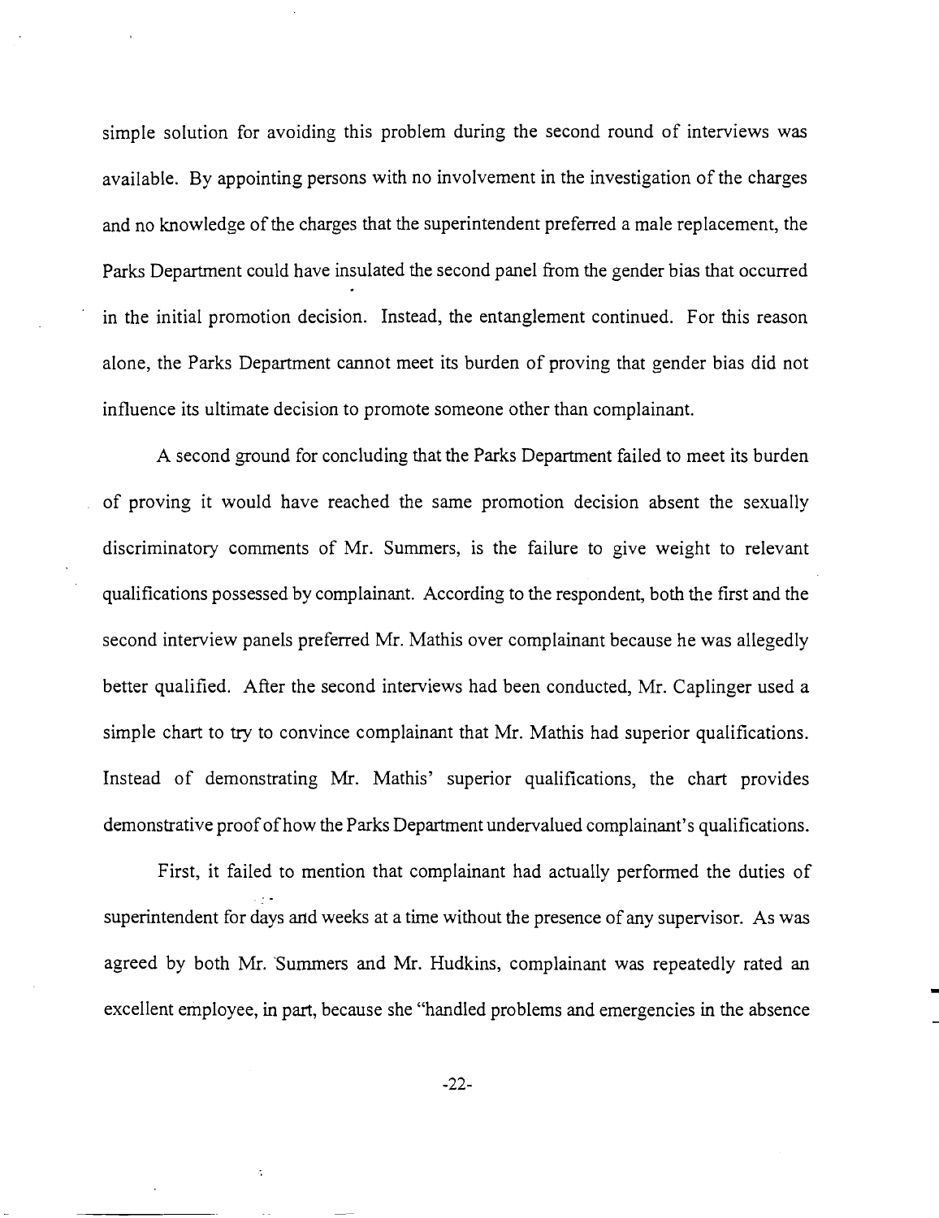simple solution for avoiding this problem during the second round of interviews was available. By appointing persons with no involvement in the investigation of the charges and no knowledge of the charges that the superintendent preferred a male replacement, the Parks Department could have insulated the second panel from the gender bias that occurred in the initial promotion decision. Instead, the entanglement continued. For this reason alone, the Parks Department cannot meet its burden of proving that gender bias did not influence its ultimate decision to promote someone other than complainant.

A second ground for concluding that the Parks Department failed to meet its burden of proving it would have reached the same promotion decision absent the sexually discriminatory comments of Mr. Summers, is the failure to give weight to relevant qualifications possessed by complainant. According to the respondent, both the first and the second interview panels preferred Mr. Mathis over complainant because he was allegedly better qualified. After the second interviews had been conducted, Mr. Caplinger used a simple chart to try to convince complainant that Mr. Mathis had superior qualifications. Instead of demonstrating Mr. Mathis' superior qualifications, the chart provides demonstrative proof of how the Parks Department undervalued complainant's qualifications.

First, it failed to mention that complainant had actually performed the duties of superintendent for days and weeks at a time without the presence of any supervisor. As was agreed by both Mr. Summers and Mr. Hudkins, complainant was repeatedly rated an excellent employee, in part, because she "handled problems and emergencies in the absence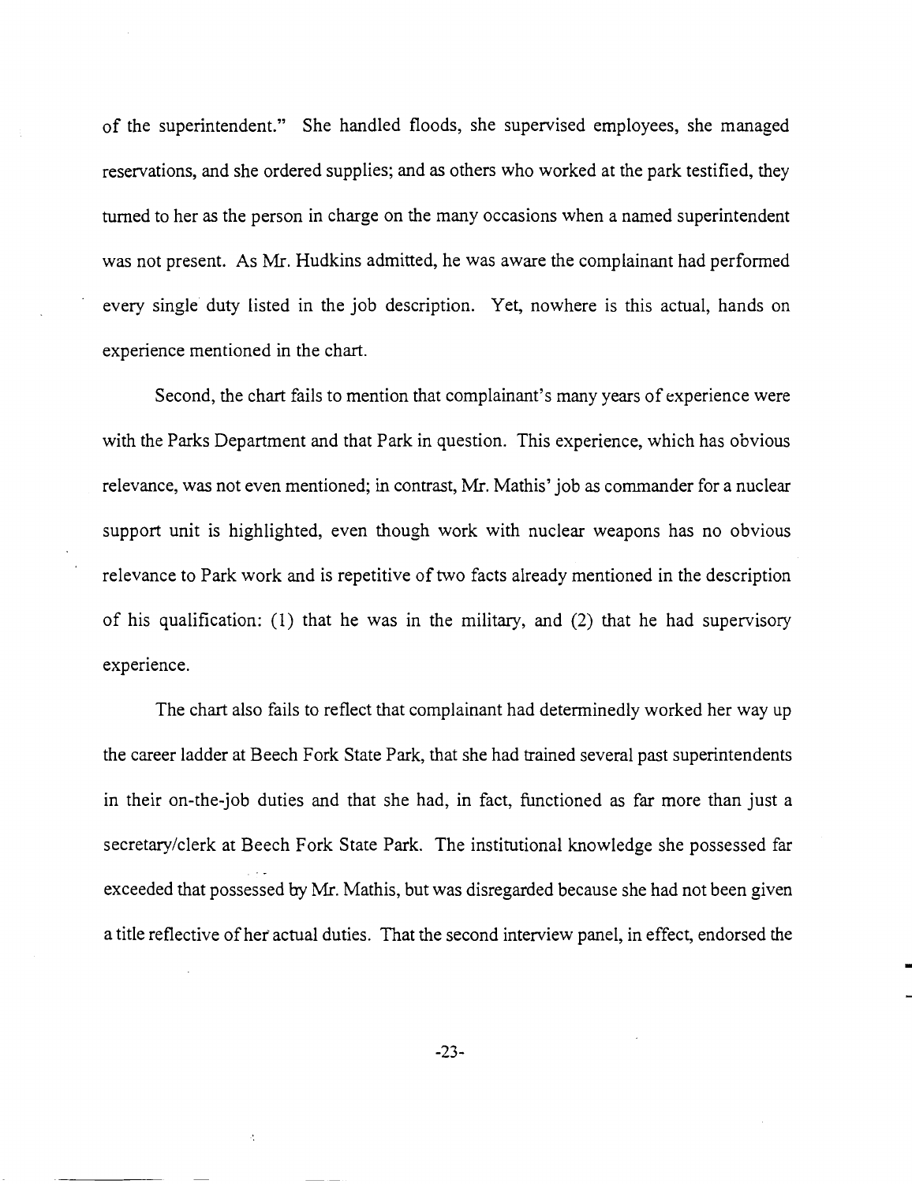of the superintendent." She handled floods, she supervised employees, she managed reservations, and she ordered supplies; and as others who worked at the park testified, they turned to her as the person in charge on the many occasions when a named superintendent was not present. As Mr. Hudkins admitted, he was aware the complainant had performed every single duty listed in the job description. Yet, nowhere is this actual, hands on experience mentioned in the chart.

Second, the chart fails to mention that complainant's many years of experience were with the Parks Department and that Park in question. This experience, which has obvious relevance, was not even mentioned; in contrast, Mr. Mathis' job as commander for a nuclear support unit is highlighted, even though work with nuclear weapons has no obvious relevance to Park work and is repetitive of two facts already mentioned in the description of his qualification: (1) that he was in the military, and (2) that he had supervisory experience.

The chart also fails to reflect that complainant had determinedly worked her way up the career ladder at Beech Fork State Park, that she had trained several past superintendents in their on-the-job duties and that she had, in fact, functioned as far more than just a secretary/clerk at Beech Fork State Park. The institutional knowledge she possessed far exceeded that possessed by Mr. Mathis, but was disregarded because she had not been given a title reflective of her actual duties. That the second interview panel, in effect, endorsed the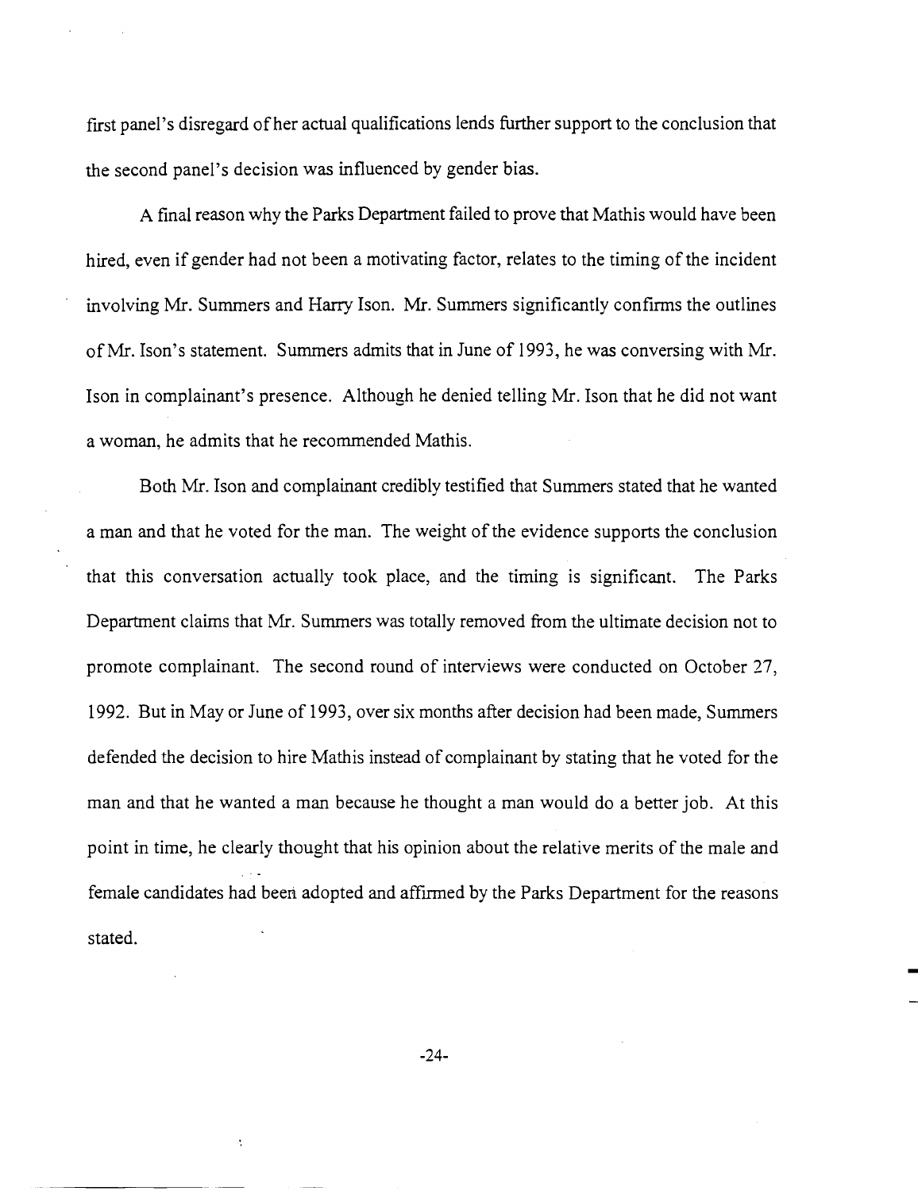first panel's disregard of her actual qualifications lends further support to the conclusion that the second panel's decision was influenced by gender bias.

A final reason why the Parks Department failed to prove that Mathis would have been hired, even if gender had not been a motivating factor, relates to the timing of the incident involving Mr. Summers and Harry Ison. Mr. Summers significantly confirms the outlines of Mr. Ison's statement. Summers admits that in June of 1993, he was conversing with Mr. Ison in complainant's presence. Although he denied telling Mr. Ison that he did not want a woman, he admits that he recommended Mathis.

Both Mr. Ison and complainant credibly testified that Summers stated that he wanted a man and that he voted for the man. The weight of the evidence supports the conclusion that this conversation actually took place, and the timing is significant. The Parks Department claims that Mr. Summers was totally removed from the ultimate decision not to promote complainant. The second round of interviews were conducted on October 27, 1992. But in May or June of 1993, over six months after decision had been made, Summers defended the decision to hire Mathis instead of complainant by stating that he voted for the man and that he wanted a man because he thought a man would do a better job. At this point in time, he clearly thought that his opinion about the relative merits of the male and female candidates had been adopted and affirmed by the Parks Department for the reasons stated.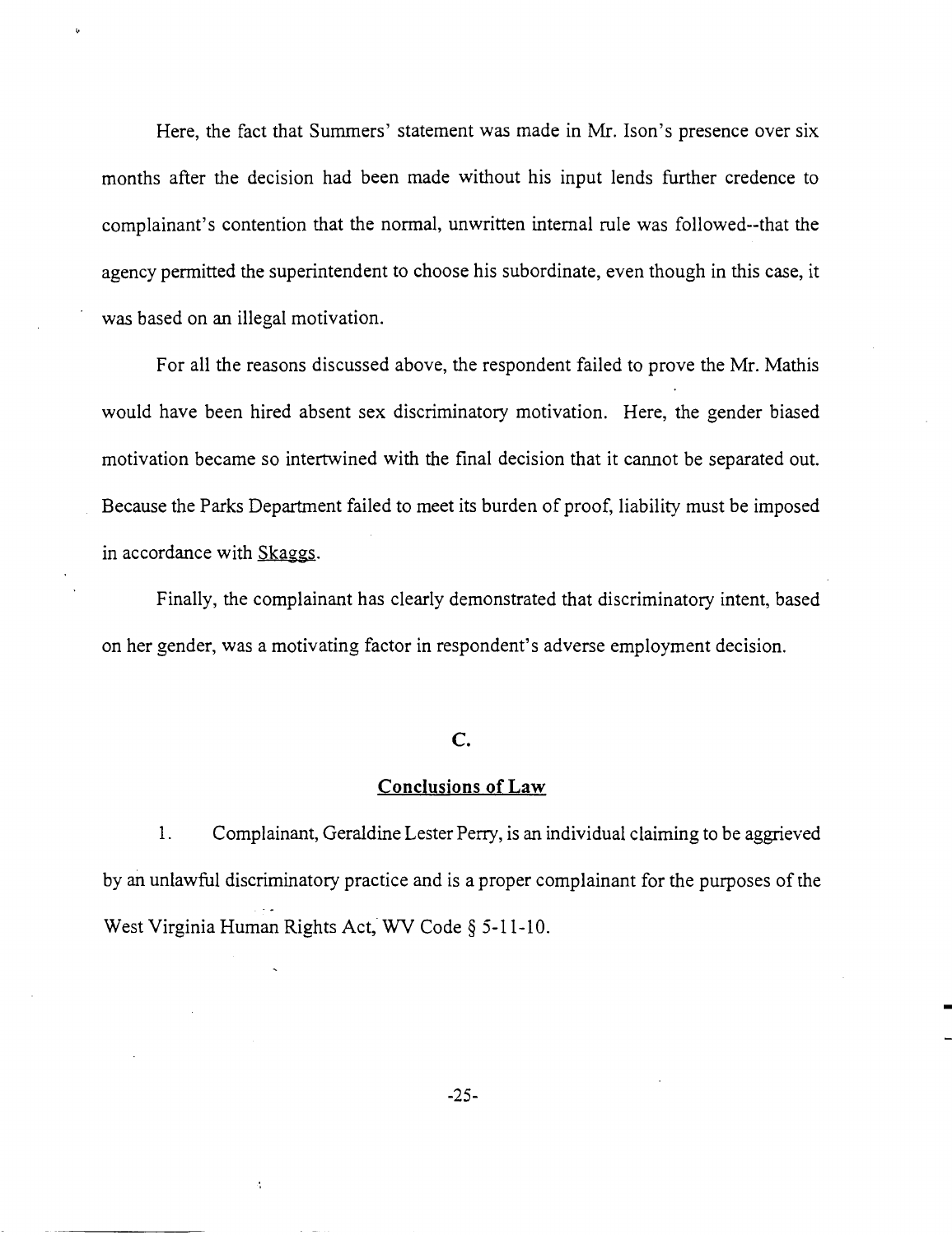Here, the fact that Summers' statement was made in Mr. Ison's presence over six months after the decision had been made without his input lends further credence to complainant's contention that the normal, unwritten internal rule was followed--that the agency permitted the superintendent to choose his subordinate, even though in this case, it was based on an illegal motivation.

For all the reasons discussed above, the respondent failed to prove the Mr. Mathis would have been hired absent sex discriminatory motivation. Here, the gender biased motivation became so intertwined with the final decision that it cannot be separated out. Because the Parks Department failed to meet its burden of proof, liability must be imposed in accordance with Skaggs.

Finally, the complainant has clearly demonstrated that discriminatory intent, based on her gender, was a motivating factor in respondent's adverse employment decision.

## C.

## Conclusions of Law

1. Complainant, Geraldine Lester Perry, is an individual claiming to be aggrieved by an unlawful discriminatory practice and is a proper complainant for the purposes of the West Virginia Human Rights Act, WV Code § 5-11-10.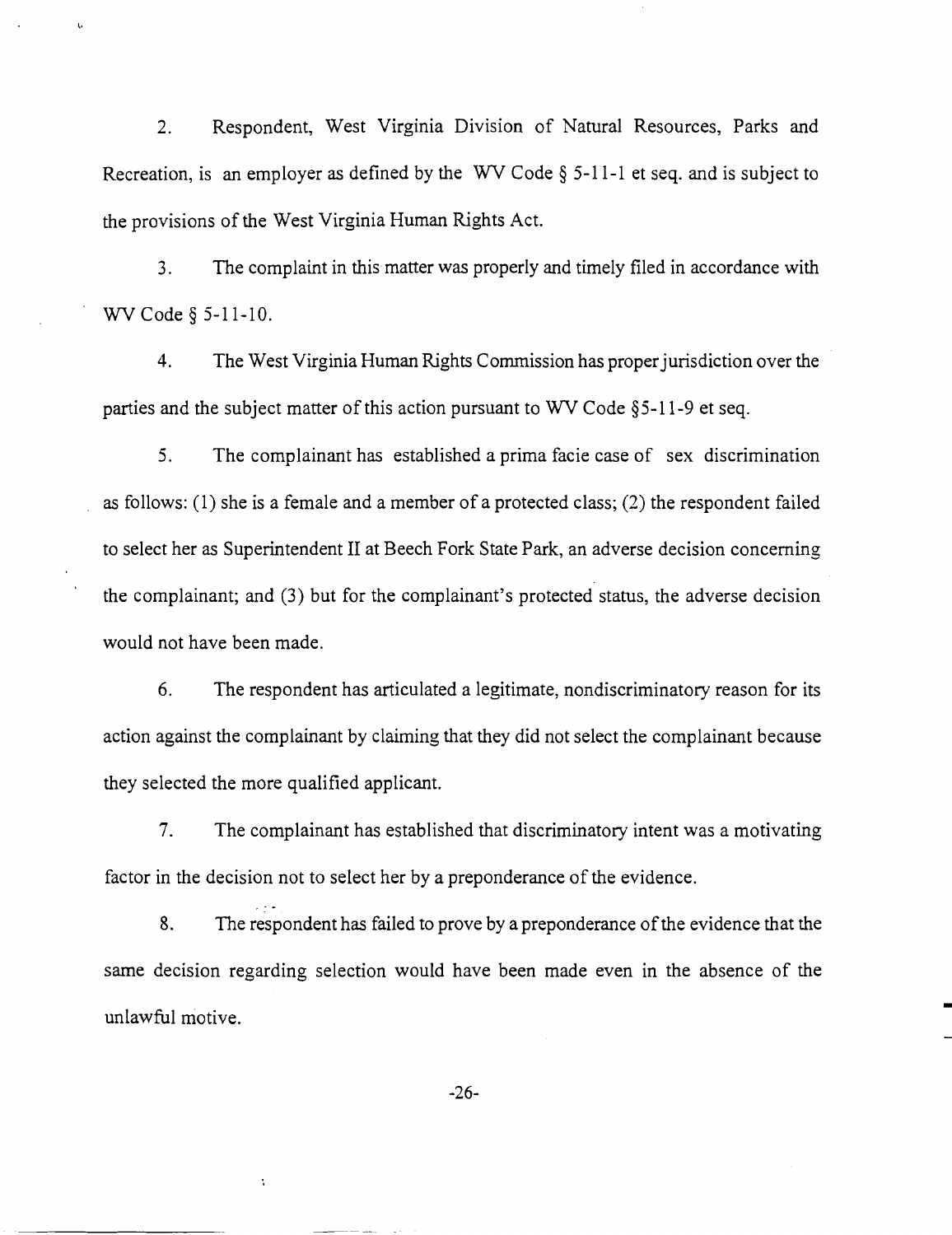2. Respondent, West Virginia Division of Natural Resources, Parks and Recreation, is an employer as defined by the WV Code § 5-11-1 et seq. and is subject to the provisions of the West Virginia Human Rights Act.

3. The complaint in this matter was properly and timely filed in accordance with WV Code § 5-11-10.

4. The West Virginia Human Rights Commission has proper jurisdiction over the parties and the subject matter of this action pursuant to WV Code §5-11-9 et seq.

5. The complainant has established a prima facie case of sex discrimination as follows: (1) she is a female and a member of a protected class; (2) the respondent failed to select her as Superintendent II at Beech Fork State Park, an adverse decision concerning the complainant; and (3) but for the complainant's protected status, the adverse decision would not have been made.

6. The respondent has articulated a legitimate, nondiscriminatory reason for its action against the complainant by claiming that they did not select the complainant because they selected the more qualified applicant.

7. The complainant has established that discriminatory intent was a motivating factor in the decision not to select her by a preponderance of the evidence.

8. The respondent has failed to prove by a preponderance of the evidence that the same decision regarding selection would have been made even in the absence of the unlawful motive.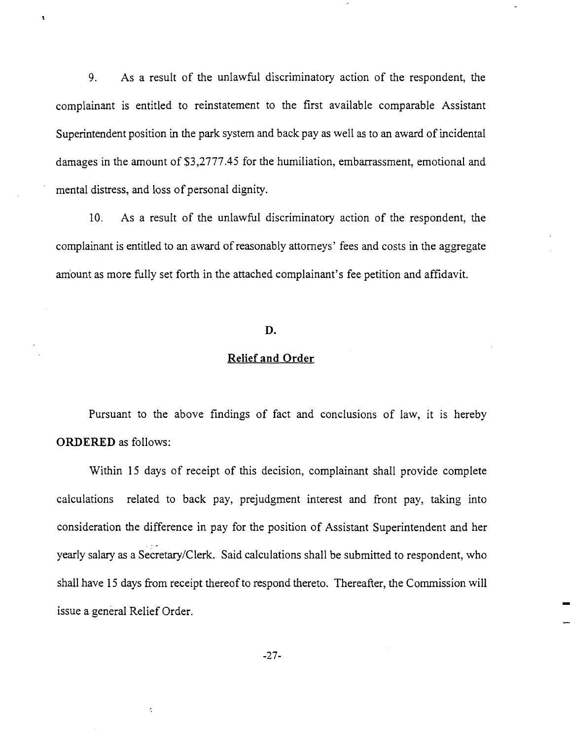9. As a result of the unlawful discriminatory action of the respondent, the complainant is entitled to reinstatement to the first available comparable Assistant Superintendent position in the park system and back pay as well as to an award of incidental damages in the amount of $3,2777.45 for the humiliation, embarrassment, emotional and mental distress, and loss of personal dignity.

10. As a result of the unlawful discriminatory action of the respondent, the complainant is entitled to an award of reasonably attorneys' fees and costs in the aggregate amount as more fully set forth in the attached complainant's fee petition and affidavit.

## D.

## Relief and Order

Pursuant to the above findings of fact and conclusions of law, it is hereby **ORDERED** as follows:

Within 15 days of receipt of this decision, complainant shall provide complete calculations related to back pay, prejudgment interest and front pay, taking into consideration the difference in pay for the position of Assistant Superintendent and her yearly salary as a Secretary/Clerk. Said calculations shall be submitted to respondent, who shall have 15 days from receipt thereof to respond thereto. Thereafter, the Commission will issue a general Relief Order.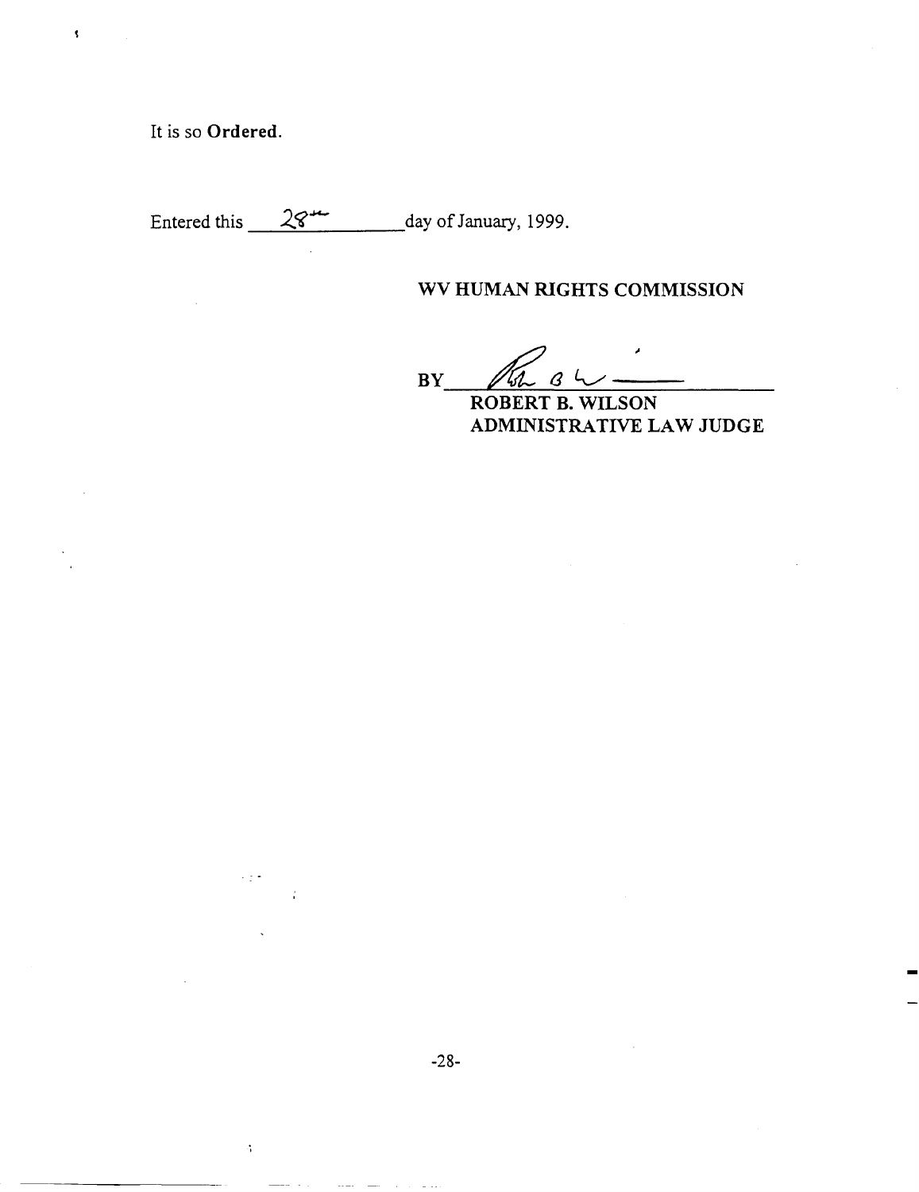It is so **Ordered**.

Entered this 28th day of January, 1999.

**WV HUMAN RIGHTS COMMISSION**

BY ______________________

**ROBERT B. WILSON**
**ADMINISTRATIVE LAW JUDGE**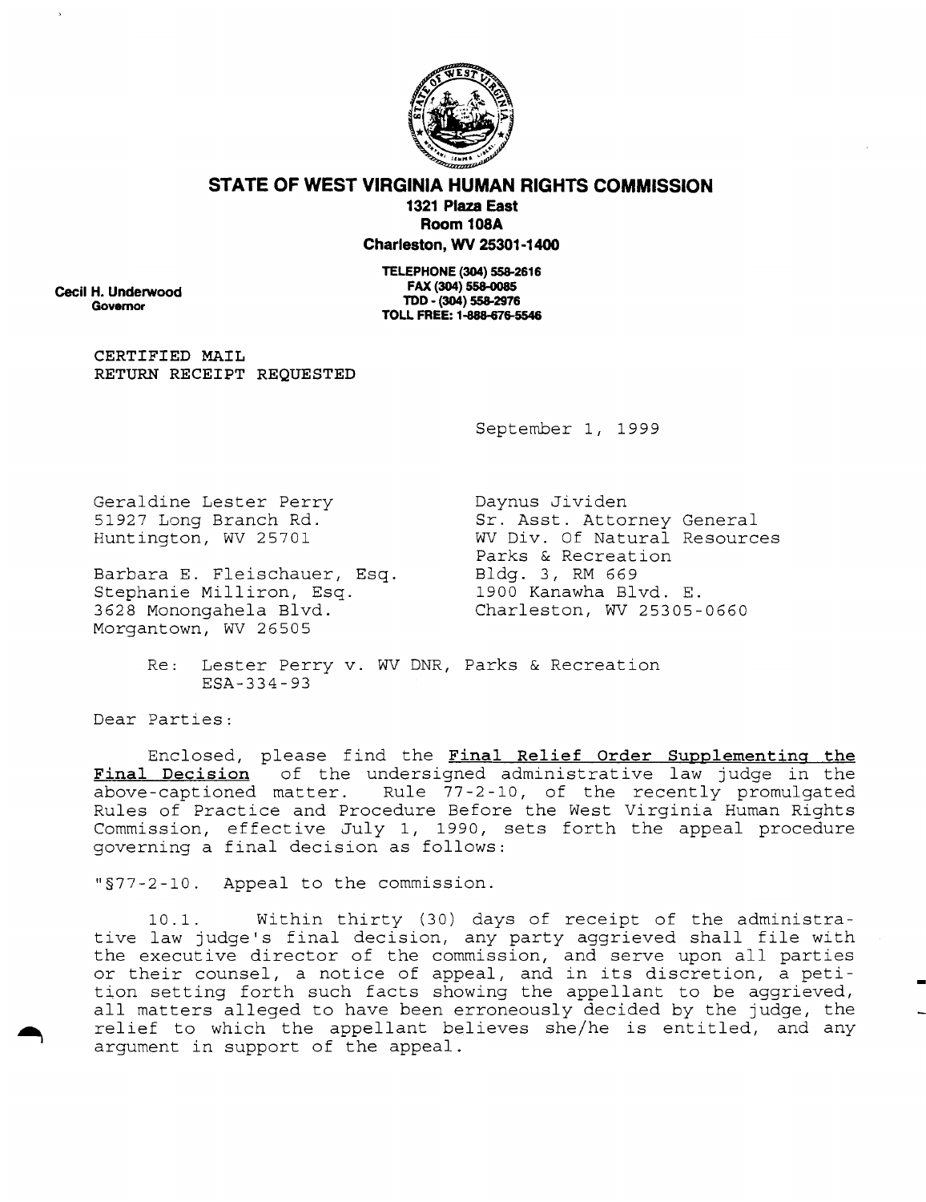**STATE OF WEST VIRGINIA HUMAN RIGHTS COMMISSION**

**1321 Plaza East**
**Room 108A**
**Charleston, WV 25301-1400**

**TELEPHONE (304) 558-2616**
**FAX (304) 558-0085**
**TDD - (304) 558-2976**
**TOLL FREE: 1-888-676-5546**

**Cecil H. Underwood**
**Governor**

CERTIFIED MAIL
RETURN RECEIPT REQUESTED

September 1, 1999

Geraldine Lester Perry
51927 Long Branch Rd.
Huntington, WV 25701

Barbara E. Fleischauer, Esq.
Stephanie Milliron, Esq.
3628 Monongahela Blvd.
Morgantown, WV 26505

Daynus Jividen
Sr. Asst. Attorney General
WV Div. Of Natural Resources
Parks & Recreation
Bldg. 3, RM 669
1900 Kanawha Blvd. E.
Charleston, WV 25305-0660

Re: Lester Perry v. WV DNR, Parks & Recreation
ESA-334-93

Dear Parties:

Enclosed, please find the <u>**Final Relief Order Supplementing the Final Decision**</u> of the undersigned administrative law judge in the above-captioned matter. Rule 77-2-10, of the recently promulgated Rules of Practice and Procedure Before the West Virginia Human Rights Commission, effective July 1, 1990, sets forth the appeal procedure governing a final decision as follows:

"§77-2-10. Appeal to the commission.

10.1. Within thirty (30) days of receipt of the administrative law judge's final decision, any party aggrieved shall file with the executive director of the commission, and serve upon all parties or their counsel, a notice of appeal, and in its discretion, a petition setting forth such facts showing the appellant to be aggrieved, all matters alleged to have been erroneously decided by the judge, the relief to which the appellant believes she/he is entitled, and any argument in support of the appeal.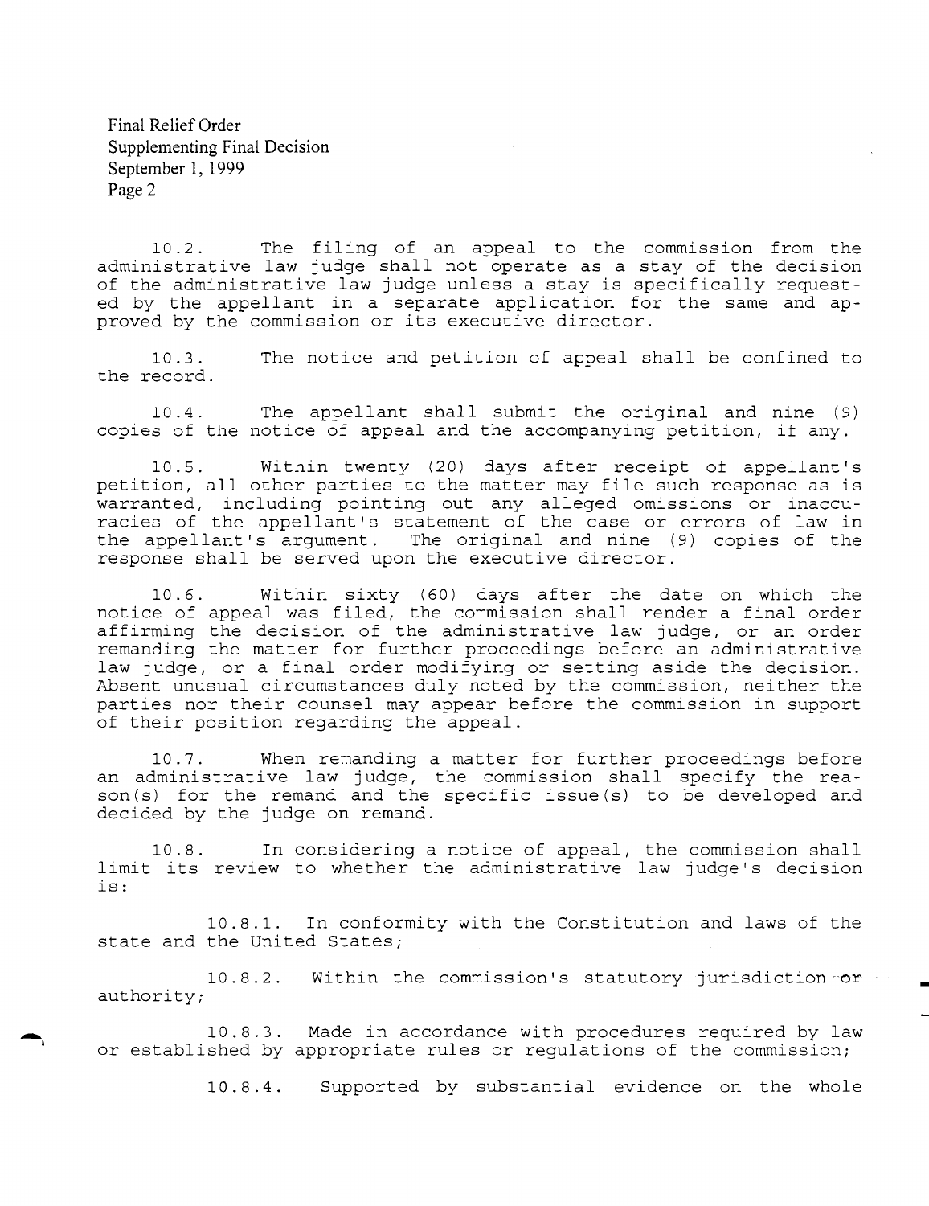10.2. The filing of an appeal to the commission from the administrative law judge shall not operate as a stay of the decision of the administrative law judge unless a stay is specifically requested by the appellant in a separate application for the same and approved by the commission or its executive director.

10.3. The notice and petition of appeal shall be confined to the record.

10.4. The appellant shall submit the original and nine (9) copies of the notice of appeal and the accompanying petition, if any.

10.5. Within twenty (20) days after receipt of appellant's petition, all other parties to the matter may file such response as is warranted, including pointing out any alleged omissions or inaccuracies of the appellant's statement of the case or errors of law in the appellant's argument. The original and nine (9) copies of the response shall be served upon the executive director.

10.6. Within sixty (60) days after the date on which the notice of appeal was filed, the commission shall render a final order affirming the decision of the administrative law judge, or an order remanding the matter for further proceedings before an administrative law judge, or a final order modifying or setting aside the decision. Absent unusual circumstances duly noted by the commission, neither the parties nor their counsel may appear before the commission in support of their position regarding the appeal.

10.7. When remanding a matter for further proceedings before an administrative law judge, the commission shall specify the reason(s) for the remand and the specific issue(s) to be developed and decided by the judge on remand.

10.8. In considering a notice of appeal, the commission shall limit its review to whether the administrative law judge's decision is:

10.8.1. In conformity with the Constitution and laws of the state and the United States;

10.8.2. Within the commission's statutory jurisdiction or authority;

10.8.3. Made in accordance with procedures required by law or established by appropriate rules or regulations of the commission;

10.8.4. Supported by substantial evidence on the whole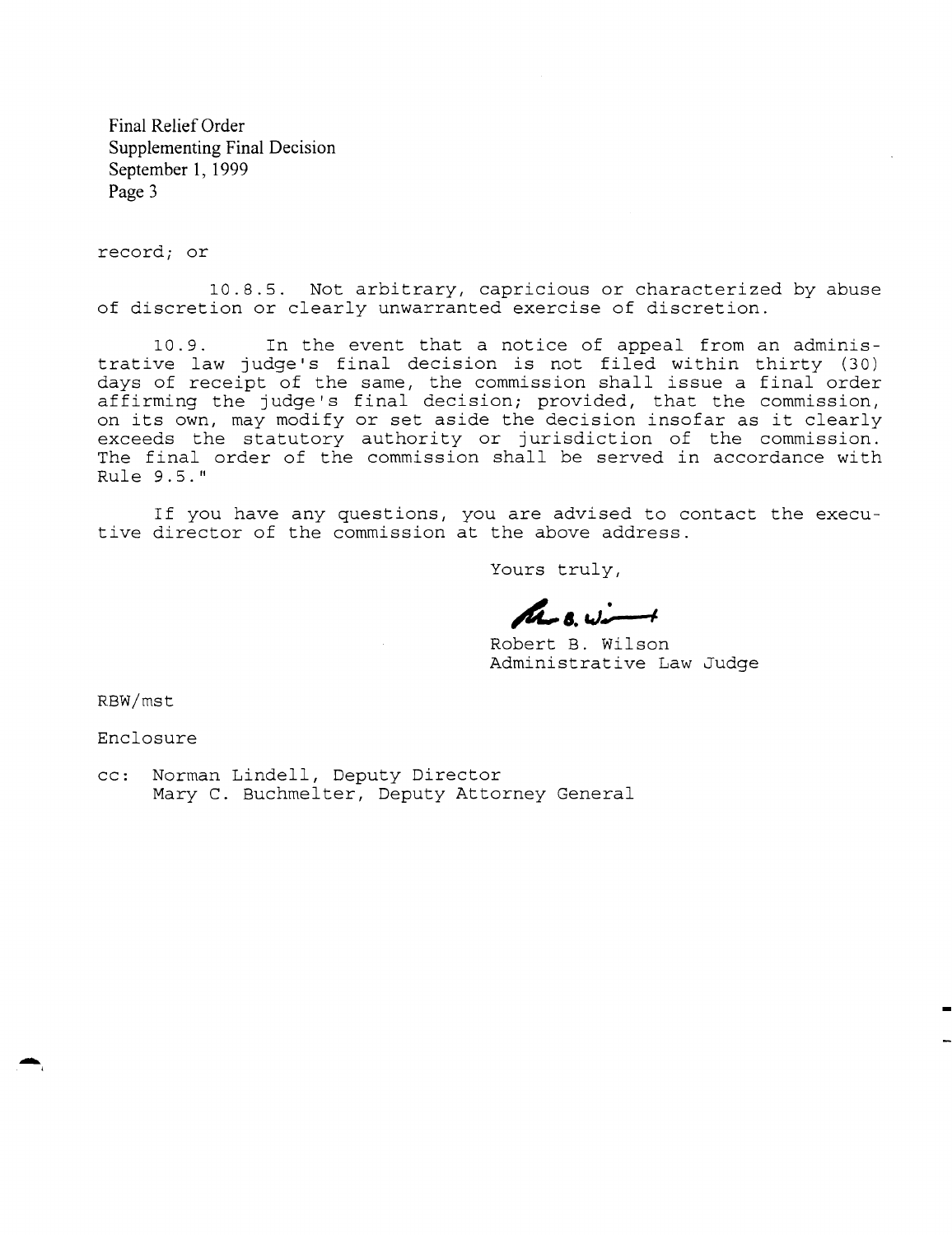record; or

10.8.5. Not arbitrary, capricious or characterized by abuse of discretion or clearly unwarranted exercise of discretion.

10.9. In the event that a notice of appeal from an administrative law judge's final decision is not filed within thirty (30) days of receipt of the same, the commission shall issue a final order affirming the judge's final decision; provided, that the commission, on its own, may modify or set aside the decision insofar as it clearly exceeds the statutory authority or jurisdiction of the commission. The final order of the commission shall be served in accordance with Rule 9.5."

If you have any questions, you are advised to contact the executive director of the commission at the above address.

Yours truly,

Robert B. Wilson
Administrative Law Judge

RBW/mst

Enclosure

cc: Norman Lindell, Deputy Director
Mary C. Buchmelter, Deputy Attorney General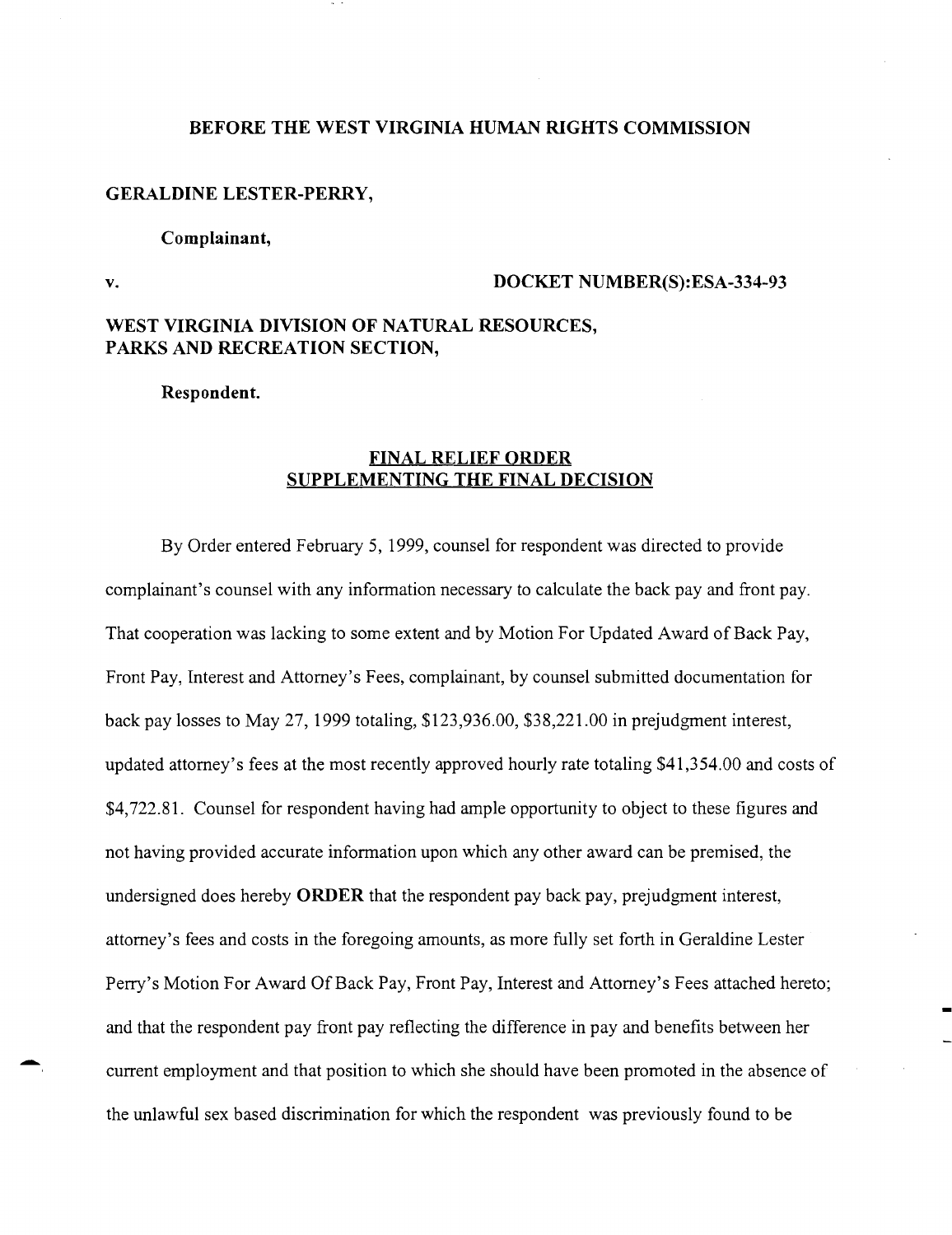**BEFORE THE WEST VIRGINIA HUMAN RIGHTS COMMISSION**

**GERALDINE LESTER-PERRY,**

**Complainant,**

**v. DOCKET NUMBER(S):ESA-334-93**

**WEST VIRGINIA DIVISION OF NATURAL RESOURCES, PARKS AND RECREATION SECTION,**

**Respondent.**

## FINAL RELIEF ORDER SUPPLEMENTING THE FINAL DECISION

By Order entered February 5, 1999, counsel for respondent was directed to provide complainant's counsel with any information necessary to calculate the back pay and front pay. That cooperation was lacking to some extent and by Motion For Updated Award of Back Pay, Front Pay, Interest and Attorney's Fees, complainant, by counsel submitted documentation for back pay losses to May 27, 1999 totaling, $123,936.00, $38,221.00 in prejudgment interest, updated attorney's fees at the most recently approved hourly rate totaling $41,354.00 and costs of $4,722.81. Counsel for respondent having had ample opportunity to object to these figures and not having provided accurate information upon which any other award can be premised, the undersigned does hereby **ORDER** that the respondent pay back pay, prejudgment interest, attorney's fees and costs in the foregoing amounts, as more fully set forth in Geraldine Lester Perry's Motion For Award Of Back Pay, Front Pay, Interest and Attorney's Fees attached hereto; and that the respondent pay front pay reflecting the difference in pay and benefits between her current employment and that position to which she should have been promoted in the absence of the unlawful sex based discrimination for which the respondent was previously found to be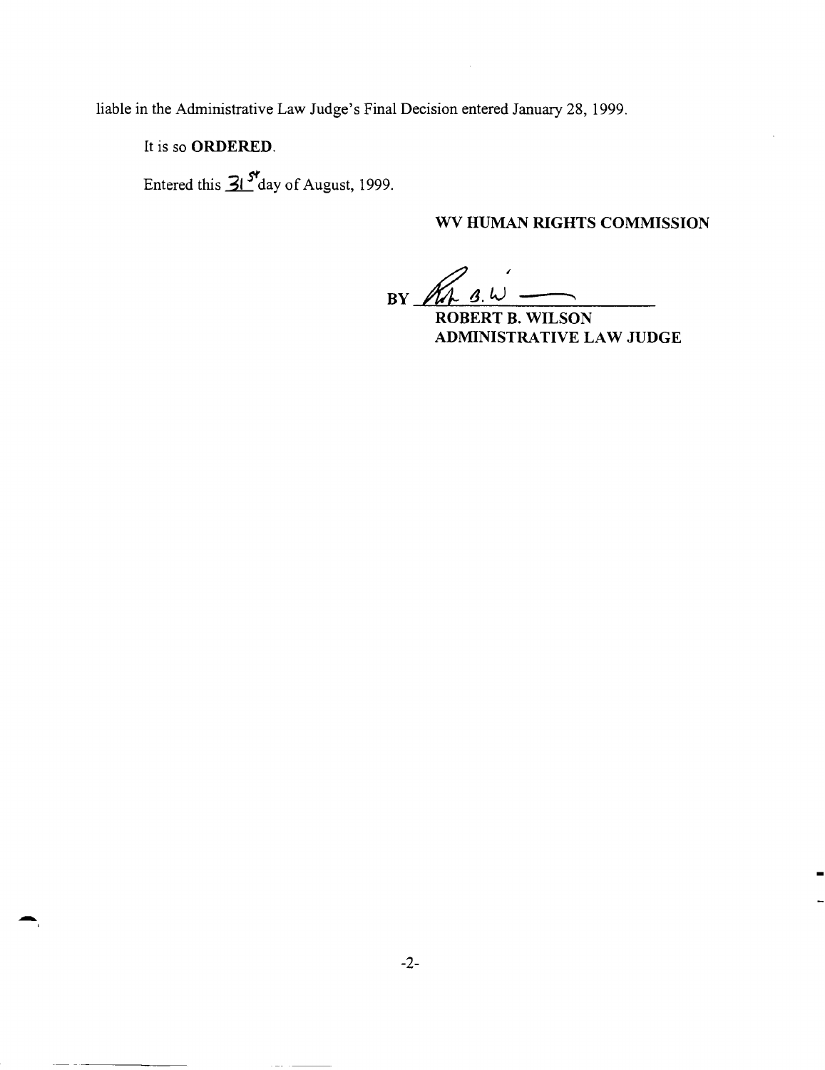liable in the Administrative Law Judge's Final Decision entered January 28, 1999.

It is so **ORDERED**.

Entered this 31st day of August, 1999.

**WV HUMAN RIGHTS COMMISSION**

BY ________________________

**ROBERT B. WILSON**
**ADMINISTRATIVE LAW JUDGE**